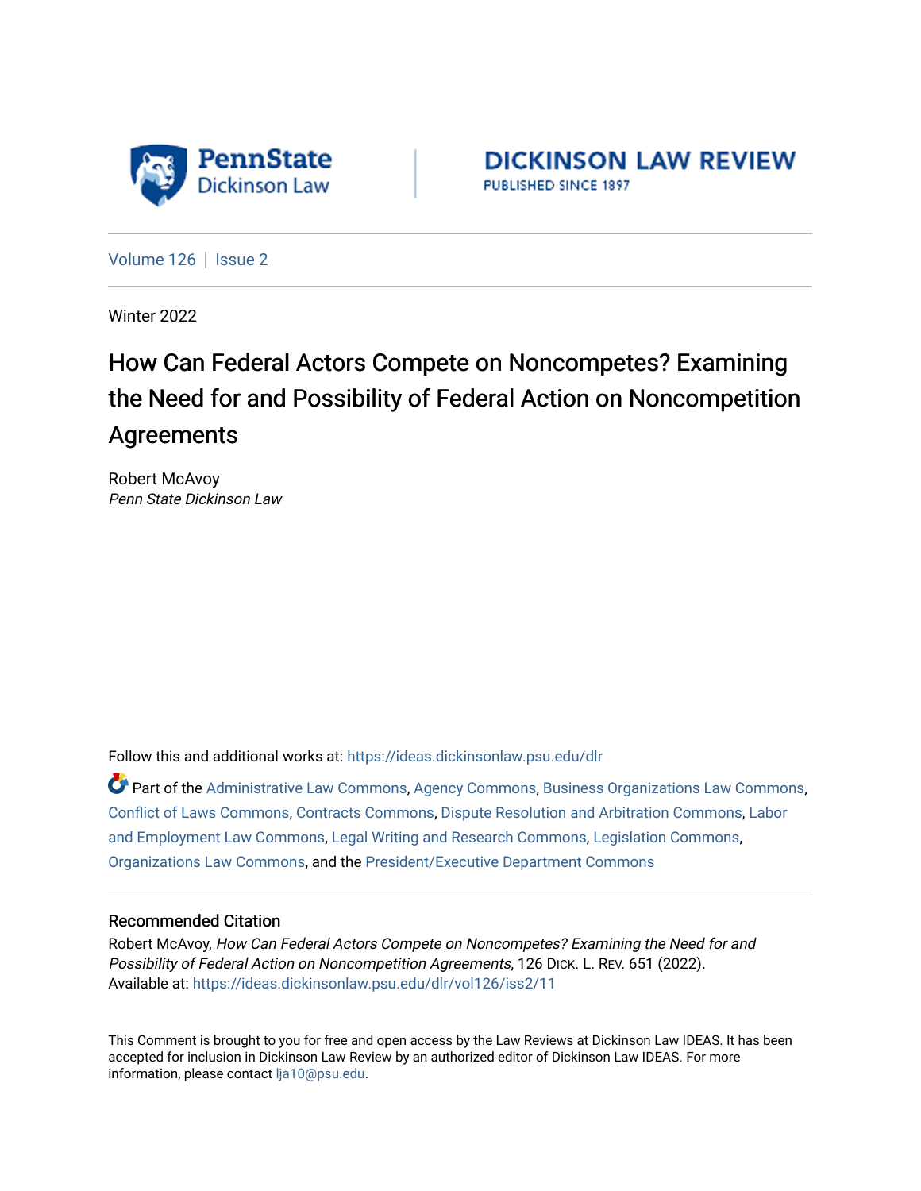PennState Dickinson Law | DICKINSON LAW REVIEW PUBLISHED SINCE 1897

Volume 126 | Issue 2

Winter 2022

# How Can Federal Actors Compete on Noncompetes? Examining the Need for and Possibility of Federal Action on Noncompetition Agreements

Robert McAvoy
*Penn State Dickinson Law*

Follow this and additional works at: https://ideas.dickinsonlaw.psu.edu/dlr

Part of the Administrative Law Commons, Agency Commons, Business Organizations Law Commons, Conflict of Laws Commons, Contracts Commons, Dispute Resolution and Arbitration Commons, Labor and Employment Law Commons, Legal Writing and Research Commons, Legislation Commons, Organizations Law Commons, and the President/Executive Department Commons

### Recommended Citation

Robert McAvoy, *How Can Federal Actors Compete on Noncompetes? Examining the Need for and Possibility of Federal Action on Noncompetition Agreements*, 126 Dick. L. Rev. 651 (2022).
Available at: https://ideas.dickinsonlaw.psu.edu/dlr/vol126/iss2/11

This Comment is brought to you for free and open access by the Law Reviews at Dickinson Law IDEAS. It has been accepted for inclusion in Dickinson Law Review by an authorized editor of Dickinson Law IDEAS. For more information, please contact lja10@psu.edu.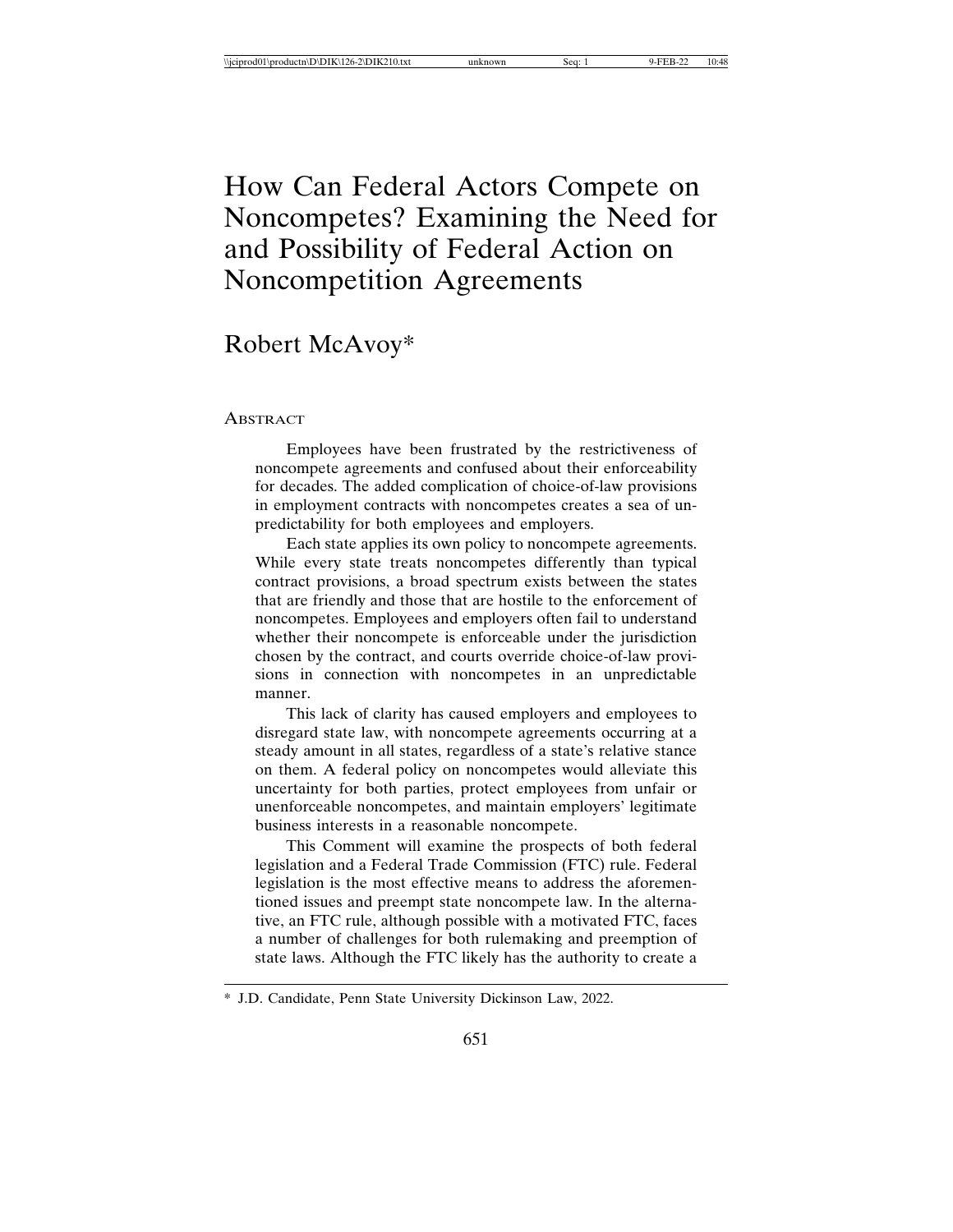# How Can Federal Actors Compete on Noncompetes? Examining the Need for and Possibility of Federal Action on Noncompetition Agreements

## Robert McAvoy*

### Abstract

Employees have been frustrated by the restrictiveness of noncompete agreements and confused about their enforceability for decades. The added complication of choice-of-law provisions in employment contracts with noncompetes creates a sea of unpredictability for both employees and employers.

Each state applies its own policy to noncompete agreements. While every state treats noncompetes differently than typical contract provisions, a broad spectrum exists between the states that are friendly and those that are hostile to the enforcement of noncompetes. Employees and employers often fail to understand whether their noncompete is enforceable under the jurisdiction chosen by the contract, and courts override choice-of-law provisions in connection with noncompetes in an unpredictable manner.

This lack of clarity has caused employers and employees to disregard state law, with noncompete agreements occurring at a steady amount in all states, regardless of a state's relative stance on them. A federal policy on noncompetes would alleviate this uncertainty for both parties, protect employees from unfair or unenforceable noncompetes, and maintain employers' legitimate business interests in a reasonable noncompete.

This Comment will examine the prospects of both federal legislation and a Federal Trade Commission (FTC) rule. Federal legislation is the most effective means to address the aforementioned issues and preempt state noncompete law. In the alternative, an FTC rule, although possible with a motivated FTC, faces a number of challenges for both rulemaking and preemption of state laws. Although the FTC likely has the authority to create a

---

\* J.D. Candidate, Penn State University Dickinson Law, 2022.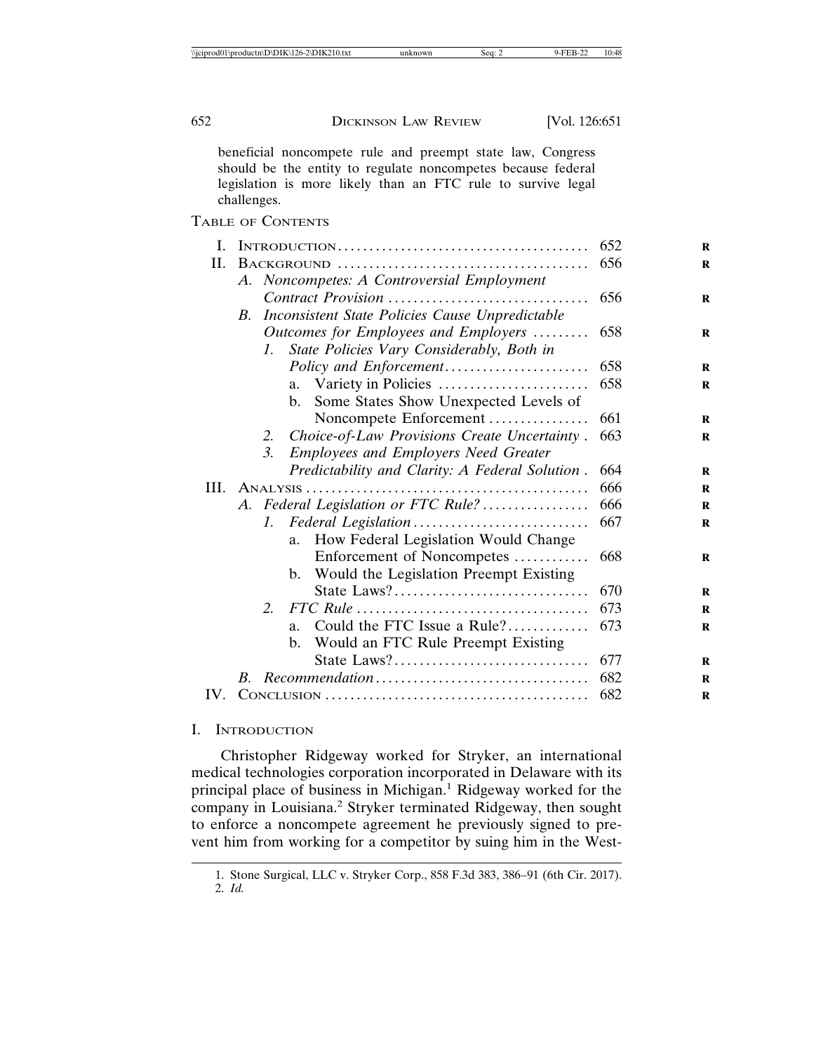beneficial noncompete rule and preempt state law, Congress should be the entity to regulate noncompetes because federal legislation is more likely than an FTC rule to survive legal challenges.

TABLE OF CONTENTS

| | | |
|---|---|---|
| I. | INTRODUCTION | 652 |
| II. | BACKGROUND | 656 |
| | A. *Noncompetes: A Controversial Employment Contract Provision* | 656 |
| | B. *Inconsistent State Policies Cause Unpredictable Outcomes for Employees and Employers* | 658 |
| | 1. *State Policies Vary Considerably, Both in Policy and Enforcement* | 658 |
| | a. Variety in Policies | 658 |
| | b. Some States Show Unexpected Levels of Noncompete Enforcement | 661 |
| | 2. *Choice-of-Law Provisions Create Uncertainty* | 663 |
| | 3. *Employees and Employers Need Greater Predictability and Clarity: A Federal Solution* | 664 |
| III. | ANALYSIS | 666 |
| | A. *Federal Legislation or FTC Rule?* | 666 |
| | 1. *Federal Legislation* | 667 |
| | a. How Federal Legislation Would Change Enforcement of Noncompetes | 668 |
| | b. Would the Legislation Preempt Existing State Laws? | 670 |
| | 2. *FTC Rule* | 673 |
| | a. Could the FTC Issue a Rule? | 673 |
| | b. Would an FTC Rule Preempt Existing State Laws? | 677 |
| | B. *Recommendation* | 682 |
| IV. | CONCLUSION | 682 |

## I. INTRODUCTION

Christopher Ridgeway worked for Stryker, an international medical technologies corporation incorporated in Delaware with its principal place of business in Michigan.[1] Ridgeway worked for the company in Louisiana.[2] Stryker terminated Ridgeway, then sought to enforce a noncompete agreement he previously signed to prevent him from working for a competitor by suing him in the West-

1. Stone Surgical, LLC v. Stryker Corp., 858 F.3d 383, 386–91 (6th Cir. 2017).
2. *Id.*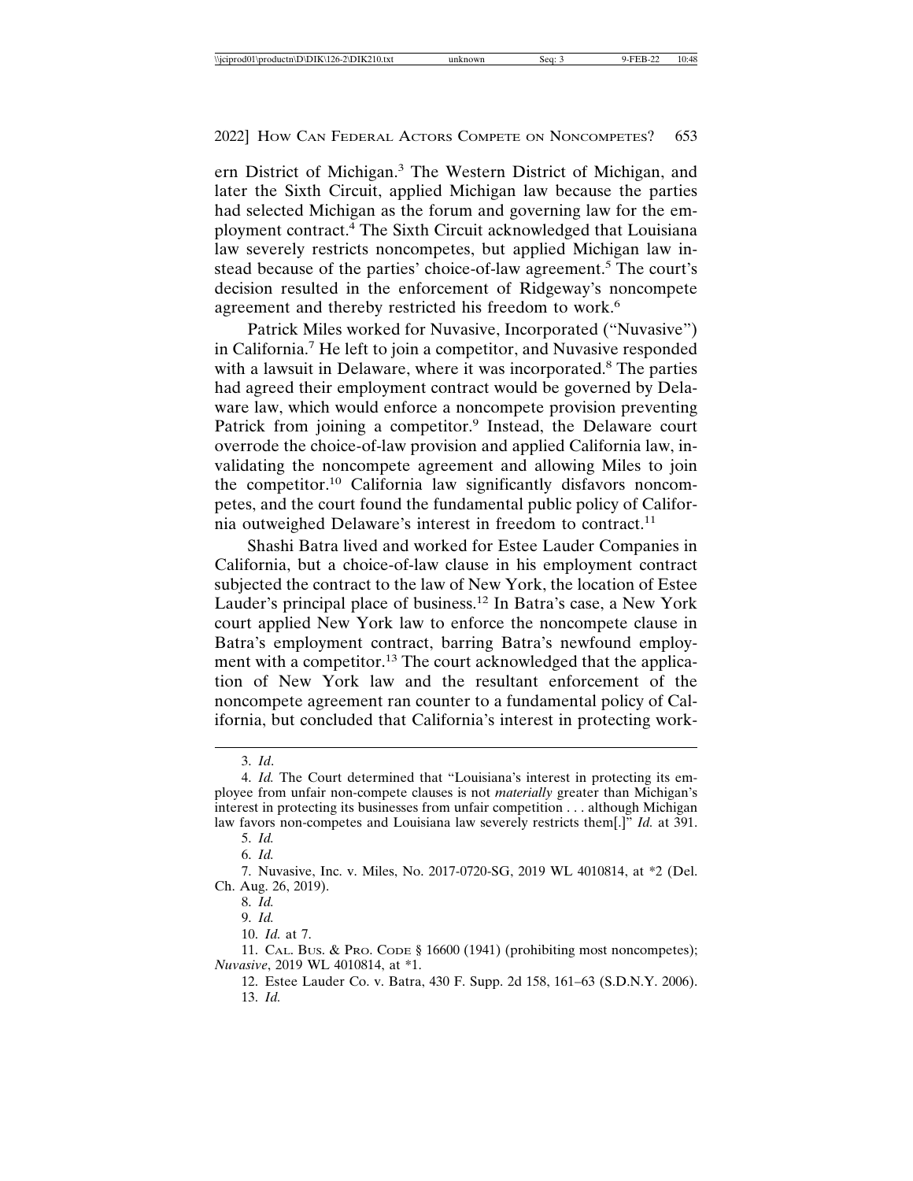ern District of Michigan.[3] The Western District of Michigan, and later the Sixth Circuit, applied Michigan law because the parties had selected Michigan as the forum and governing law for the employment contract.[4] The Sixth Circuit acknowledged that Louisiana law severely restricts noncompetes, but applied Michigan law instead because of the parties' choice-of-law agreement.[5] The court's decision resulted in the enforcement of Ridgeway's noncompete agreement and thereby restricted his freedom to work.[6]

Patrick Miles worked for Nuvasive, Incorporated ("Nuvasive") in California.[7] He left to join a competitor, and Nuvasive responded with a lawsuit in Delaware, where it was incorporated.[8] The parties had agreed their employment contract would be governed by Delaware law, which would enforce a noncompete provision preventing Patrick from joining a competitor.[9] Instead, the Delaware court overrode the choice-of-law provision and applied California law, invalidating the noncompete agreement and allowing Miles to join the competitor.[10] California law significantly disfavors noncompetes, and the court found the fundamental public policy of California outweighed Delaware's interest in freedom to contract.[11]

Shashi Batra lived and worked for Estee Lauder Companies in California, but a choice-of-law clause in his employment contract subjected the contract to the law of New York, the location of Estee Lauder's principal place of business.[12] In Batra's case, a New York court applied New York law to enforce the noncompete clause in Batra's employment contract, barring Batra's newfound employment with a competitor.[13] The court acknowledged that the application of New York law and the resultant enforcement of the noncompete agreement ran counter to a fundamental policy of California, but concluded that California's interest in protecting work-

---

3. *Id*.

4. *Id.* The Court determined that "Louisiana's interest in protecting its employee from unfair non-compete clauses is not *materially* greater than Michigan's interest in protecting its businesses from unfair competition . . . although Michigan law favors non-competes and Louisiana law severely restricts them[.]" *Id.* at 391.

5. *Id.*

6. *Id.*

7. Nuvasive, Inc. v. Miles, No. 2017-0720-SG, 2019 WL 4010814, at *2 (Del. Ch. Aug. 26, 2019).

8. *Id.*

9. *Id.*

10. *Id.* at 7.

11. CAL. BUS. & PRO. CODE § 16600 (1941) (prohibiting most noncompetes); *Nuvasive*, 2019 WL 4010814, at *1.

12. Estee Lauder Co. v. Batra, 430 F. Supp. 2d 158, 161–63 (S.D.N.Y. 2006).

13. *Id.*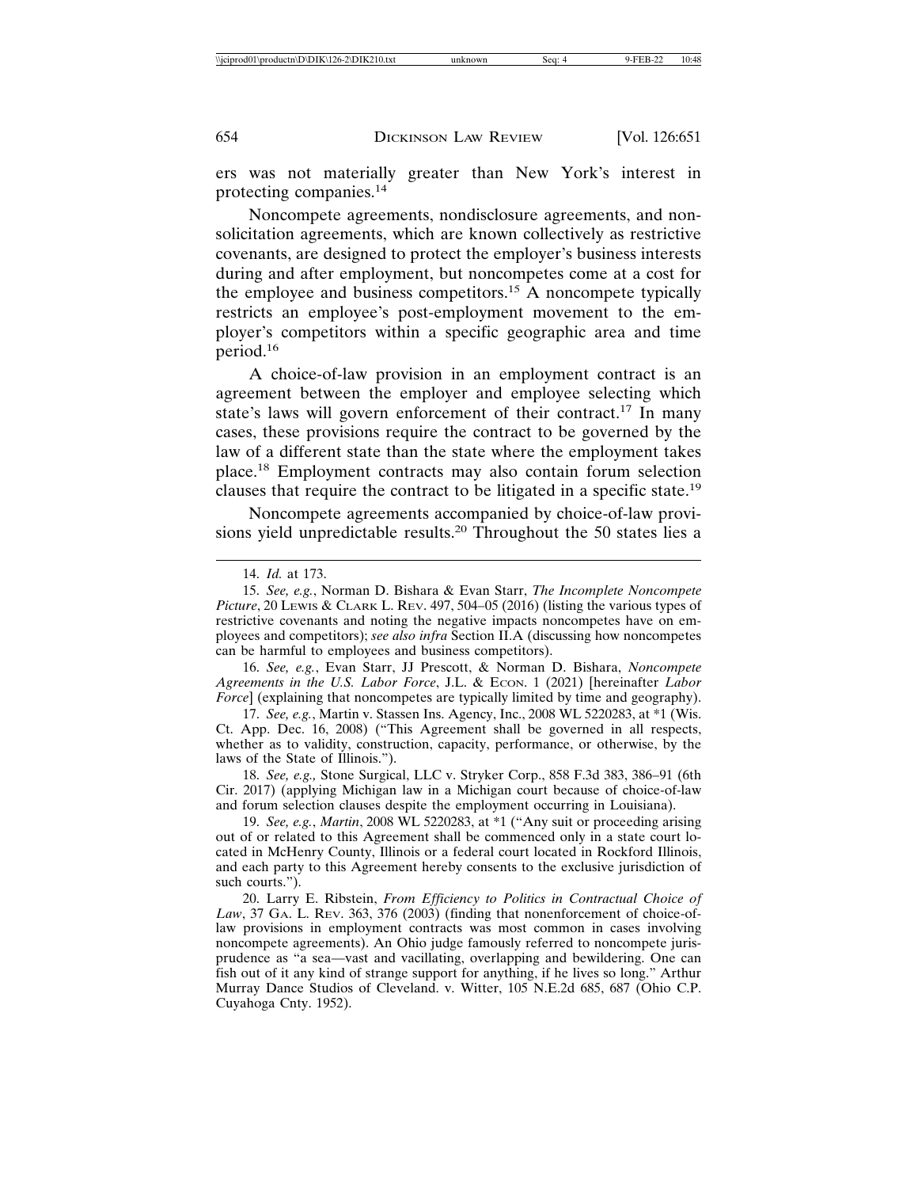ers was not materially greater than New York's interest in protecting companies.[14]

Noncompete agreements, nondisclosure agreements, and nonsolicitation agreements, which are known collectively as restrictive covenants, are designed to protect the employer's business interests during and after employment, but noncompetes come at a cost for the employee and business competitors.[15] A noncompete typically restricts an employee's post-employment movement to the employer's competitors within a specific geographic area and time period.[16]

A choice-of-law provision in an employment contract is an agreement between the employer and employee selecting which state's laws will govern enforcement of their contract.[17] In many cases, these provisions require the contract to be governed by the law of a different state than the state where the employment takes place.[18] Employment contracts may also contain forum selection clauses that require the contract to be litigated in a specific state.[19]

Noncompete agreements accompanied by choice-of-law provisions yield unpredictable results.[20] Throughout the 50 states lies a

---

14. *Id.* at 173.

15. *See, e.g.*, Norman D. Bishara & Evan Starr, *The Incomplete Noncompete Picture*, 20 Lewis & Clark L. Rev. 497, 504–05 (2016) (listing the various types of restrictive covenants and noting the negative impacts noncompetes have on employees and competitors); *see also infra* Section II.A (discussing how noncompetes can be harmful to employees and business competitors).

16. *See, e.g.*, Evan Starr, JJ Prescott, & Norman D. Bishara, *Noncompete Agreements in the U.S. Labor Force*, J.L. & Econ. 1 (2021) [hereinafter *Labor Force*] (explaining that noncompetes are typically limited by time and geography).

17. *See, e.g.*, Martin v. Stassen Ins. Agency, Inc., 2008 WL 5220283, at *1 (Wis. Ct. App. Dec. 16, 2008) ("This Agreement shall be governed in all respects, whether as to validity, construction, capacity, performance, or otherwise, by the laws of the State of Illinois.").

18. *See, e.g.,* Stone Surgical, LLC v. Stryker Corp., 858 F.3d 383, 386–91 (6th Cir. 2017) (applying Michigan law in a Michigan court because of choice-of-law and forum selection clauses despite the employment occurring in Louisiana).

19. *See, e.g.*, *Martin*, 2008 WL 5220283, at *1 ("Any suit or proceeding arising out of or related to this Agreement shall be commenced only in a state court located in McHenry County, Illinois or a federal court located in Rockford Illinois, and each party to this Agreement hereby consents to the exclusive jurisdiction of such courts.").

20. Larry E. Ribstein, *From Efficiency to Politics in Contractual Choice of Law*, 37 Ga. L. Rev. 363, 376 (2003) (finding that nonenforcement of choice-of-law provisions in employment contracts was most common in cases involving noncompete agreements). An Ohio judge famously referred to noncompete jurisprudence as "a sea—vast and vacillating, overlapping and bewildering. One can fish out of it any kind of strange support for anything, if he lives so long." Arthur Murray Dance Studios of Cleveland. v. Witter, 105 N.E.2d 685, 687 (Ohio C.P. Cuyahoga Cnty. 1952).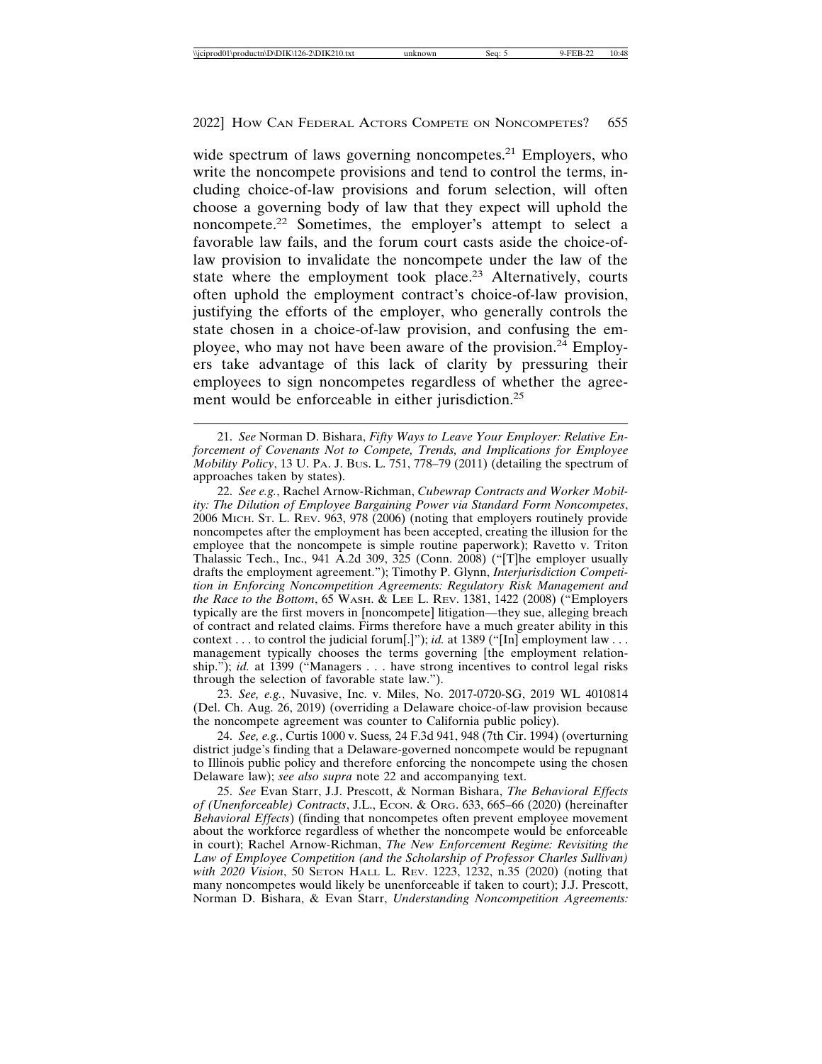wide spectrum of laws governing noncompetes.[21] Employers, who write the noncompete provisions and tend to control the terms, including choice-of-law provisions and forum selection, will often choose a governing body of law that they expect will uphold the noncompete.[22] Sometimes, the employer's attempt to select a favorable law fails, and the forum court casts aside the choice-of-law provision to invalidate the noncompete under the law of the state where the employment took place.[23] Alternatively, courts often uphold the employment contract's choice-of-law provision, justifying the efforts of the employer, who generally controls the state chosen in a choice-of-law provision, and confusing the employee, who may not have been aware of the provision.[24] Employers take advantage of this lack of clarity by pressuring their employees to sign noncompetes regardless of whether the agreement would be enforceable in either jurisdiction.[25]

---

21. *See* Norman D. Bishara, *Fifty Ways to Leave Your Employer: Relative Enforcement of Covenants Not to Compete, Trends, and Implications for Employee Mobility Policy*, 13 U. PA. J. BUS. L. 751, 778–79 (2011) (detailing the spectrum of approaches taken by states).

22. *See e.g.*, Rachel Arnow-Richman, *Cubewrap Contracts and Worker Mobility: The Dilution of Employee Bargaining Power via Standard Form Noncompetes*, 2006 MICH. ST. L. REV. 963, 978 (2006) (noting that employers routinely provide noncompetes after the employment has been accepted, creating the illusion for the employee that the noncompete is simple routine paperwork); Ravetto v. Triton Thalassic Tech., Inc., 941 A.2d 309, 325 (Conn. 2008) ("[T]he employer usually drafts the employment agreement."); Timothy P. Glynn, *Interjurisdiction Competition in Enforcing Noncompetition Agreements: Regulatory Risk Management and the Race to the Bottom*, 65 WASH. & LEE L. REV. 1381, 1422 (2008) ("Employers typically are the first movers in [noncompete] litigation—they sue, alleging breach of contract and related claims. Firms therefore have a much greater ability in this context . . . to control the judicial forum[.]"); *id.* at 1389 ("[In] employment law . . . management typically chooses the terms governing [the employment relationship."); *id.* at 1399 ("Managers . . . have strong incentives to control legal risks through the selection of favorable state law.").

23. *See, e.g.*, Nuvasive, Inc. v. Miles, No. 2017-0720-SG, 2019 WL 4010814 (Del. Ch. Aug. 26, 2019) (overriding a Delaware choice-of-law provision because the noncompete agreement was counter to California public policy).

24. *See, e.g.*, Curtis 1000 v. Suess*,* 24 F.3d 941, 948 (7th Cir. 1994) (overturning district judge's finding that a Delaware-governed noncompete would be repugnant to Illinois public policy and therefore enforcing the noncompete using the chosen Delaware law); *see also supra* note 22 and accompanying text.

25. *See* Evan Starr, J.J. Prescott, & Norman Bishara, *The Behavioral Effects of (Unenforceable) Contracts*, J.L., ECON. & ORG. 633, 665–66 (2020) (hereinafter *Behavioral Effects*) (finding that noncompetes often prevent employee movement about the workforce regardless of whether the noncompete would be enforceable in court); Rachel Arnow-Richman, *The New Enforcement Regime: Revisiting the Law of Employee Competition (and the Scholarship of Professor Charles Sullivan) with 2020 Vision*, 50 SETON HALL L. REV. 1223, 1232, n.35 (2020) (noting that many noncompetes would likely be unenforceable if taken to court); J.J. Prescott, Norman D. Bishara, & Evan Starr, *Understanding Noncompetition Agreements:*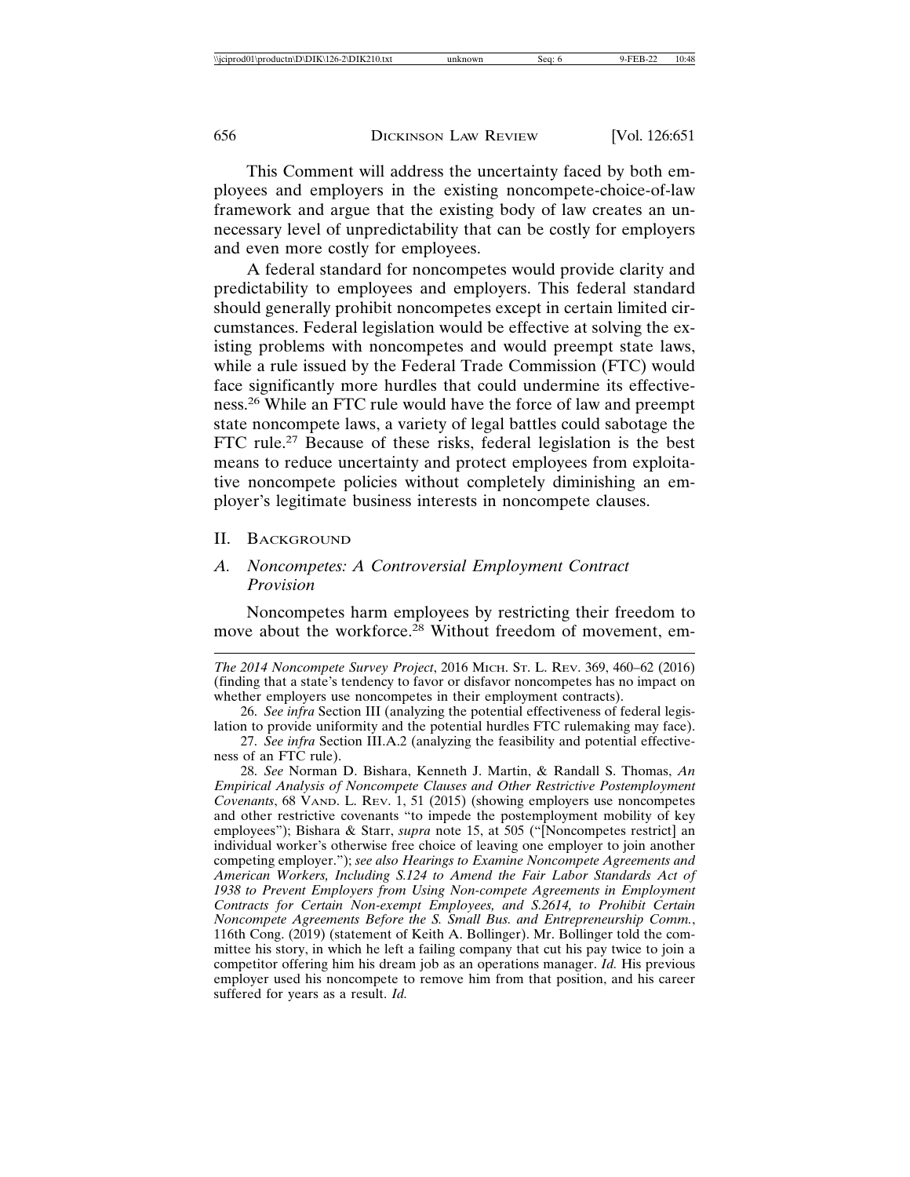This Comment will address the uncertainty faced by both employees and employers in the existing noncompete-choice-of-law framework and argue that the existing body of law creates an unnecessary level of unpredictability that can be costly for employers and even more costly for employees.

A federal standard for noncompetes would provide clarity and predictability to employees and employers. This federal standard should generally prohibit noncompetes except in certain limited circumstances. Federal legislation would be effective at solving the existing problems with noncompetes and would preempt state laws, while a rule issued by the Federal Trade Commission (FTC) would face significantly more hurdles that could undermine its effectiveness.[26] While an FTC rule would have the force of law and preempt state noncompete laws, a variety of legal battles could sabotage the FTC rule.[27] Because of these risks, federal legislation is the best means to reduce uncertainty and protect employees from exploitative noncompete policies without completely diminishing an employer's legitimate business interests in noncompete clauses.

## II. Background

### A. *Noncompetes: A Controversial Employment Contract Provision*

Noncompetes harm employees by restricting their freedom to move about the workforce.[28] Without freedom of movement, em-

---

*The 2014 Noncompete Survey Project*, 2016 Mich. St. L. Rev. 369, 460–62 (2016) (finding that a state's tendency to favor or disfavor noncompetes has no impact on whether employers use noncompetes in their employment contracts).

26. *See infra* Section III (analyzing the potential effectiveness of federal legislation to provide uniformity and the potential hurdles FTC rulemaking may face).

27. *See infra* Section III.A.2 (analyzing the feasibility and potential effectiveness of an FTC rule).

28. *See* Norman D. Bishara, Kenneth J. Martin, & Randall S. Thomas, *An Empirical Analysis of Noncompete Clauses and Other Restrictive Postemployment Covenants*, 68 Vand. L. Rev. 1, 51 (2015) (showing employers use noncompetes and other restrictive covenants "to impede the postemployment mobility of key employees"); Bishara & Starr, *supra* note 15, at 505 ("[Noncompetes restrict] an individual worker's otherwise free choice of leaving one employer to join another competing employer."); *see also Hearings to Examine Noncompete Agreements and American Workers, Including S.124 to Amend the Fair Labor Standards Act of 1938 to Prevent Employers from Using Non-compete Agreements in Employment Contracts for Certain Non-exempt Employees, and S.2614, to Prohibit Certain Noncompete Agreements Before the S. Small Bus. and Entrepreneurship Comm.*, 116th Cong. (2019) (statement of Keith A. Bollinger). Mr. Bollinger told the committee his story, in which he left a failing company that cut his pay twice to join a competitor offering him his dream job as an operations manager. *Id.* His previous employer used his noncompete to remove him from that position, and his career suffered for years as a result. *Id.*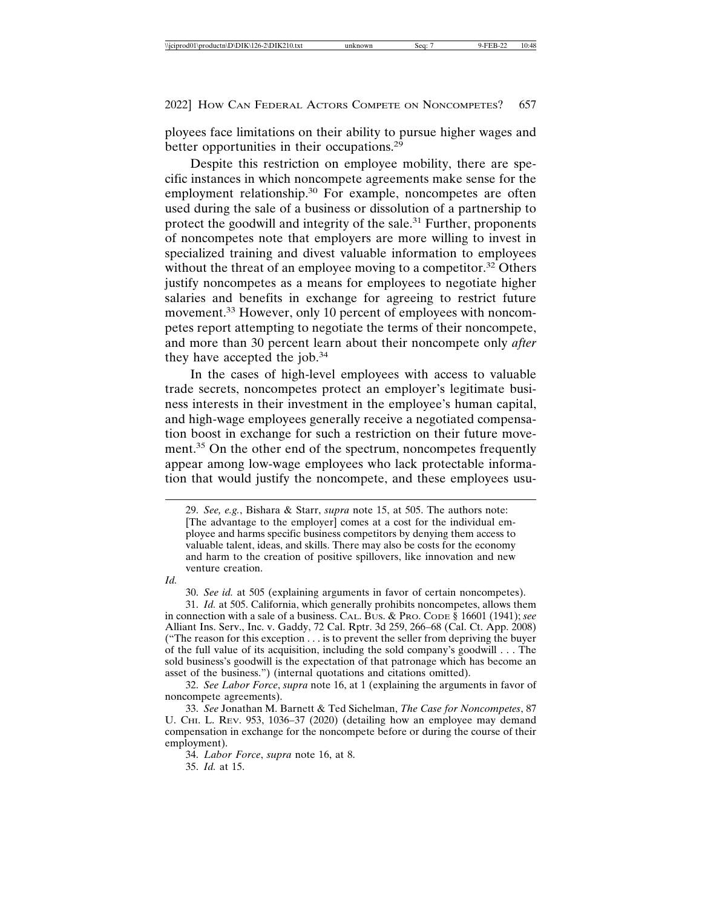ployees face limitations on their ability to pursue higher wages and better opportunities in their occupations.[29]

Despite this restriction on employee mobility, there are specific instances in which noncompete agreements make sense for the employment relationship.[30] For example, noncompetes are often used during the sale of a business or dissolution of a partnership to protect the goodwill and integrity of the sale.[31] Further, proponents of noncompetes note that employers are more willing to invest in specialized training and divest valuable information to employees without the threat of an employee moving to a competitor.[32] Others justify noncompetes as a means for employees to negotiate higher salaries and benefits in exchange for agreeing to restrict future movement.[33] However, only 10 percent of employees with noncompetes report attempting to negotiate the terms of their noncompete, and more than 30 percent learn about their noncompete only *after* they have accepted the job.[34]

In the cases of high-level employees with access to valuable trade secrets, noncompetes protect an employer's legitimate business interests in their investment in the employee's human capital, and high-wage employees generally receive a negotiated compensation boost in exchange for such a restriction on their future movement.[35] On the other end of the spectrum, noncompetes frequently appear among low-wage employees who lack protectable information that would justify the noncompete, and these employees usu-

---

29. *See, e.g.*, Bishara & Starr, *supra* note 15, at 505. The authors note:

> [The advantage to the employer] comes at a cost for the individual employee and harms specific business competitors by denying them access to valuable talent, ideas, and skills. There may also be costs for the economy and harm to the creation of positive spillovers, like innovation and new venture creation.

*Id.*

30. *See id.* at 505 (explaining arguments in favor of certain noncompetes).

31. *Id.* at 505. California, which generally prohibits noncompetes, allows them in connection with a sale of a business. CAL. BUS. & PRO. CODE § 16601 (1941); *see* Alliant Ins. Serv., Inc. v. Gaddy, 72 Cal. Rptr. 3d 259, 266–68 (Cal. Ct. App. 2008) ("The reason for this exception . . . is to prevent the seller from depriving the buyer of the full value of its acquisition, including the sold company's goodwill . . . The sold business's goodwill is the expectation of that patronage which has become an asset of the business.") (internal quotations and citations omitted).

32. *See Labor Force*, *supra* note 16, at 1 (explaining the arguments in favor of noncompete agreements).

33. *See* Jonathan M. Barnett & Ted Sichelman, *The Case for Noncompetes*, 87 U. CHI. L. REV. 953, 1036–37 (2020) (detailing how an employee may demand compensation in exchange for the noncompete before or during the course of their employment).

34. *Labor Force*, *supra* note 16, at 8.

35. *Id.* at 15.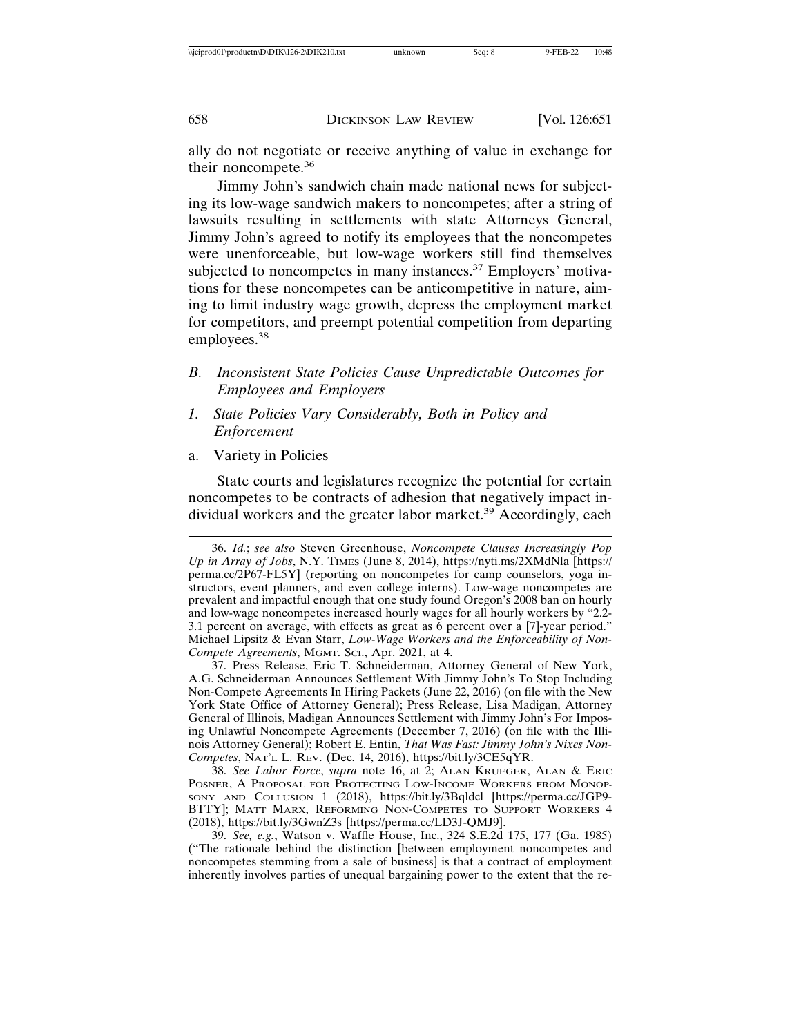ally do not negotiate or receive anything of value in exchange for their noncompete.[36]

Jimmy John's sandwich chain made national news for subjecting its low-wage sandwich makers to noncompetes; after a string of lawsuits resulting in settlements with state Attorneys General, Jimmy John's agreed to notify its employees that the noncompetes were unenforceable, but low-wage workers still find themselves subjected to noncompetes in many instances.[37] Employers' motivations for these noncompetes can be anticompetitive in nature, aiming to limit industry wage growth, depress the employment market for competitors, and preempt potential competition from departing employees.[38]

### *B. Inconsistent State Policies Cause Unpredictable Outcomes for Employees and Employers*

#### *1. State Policies Vary Considerably, Both in Policy and Enforcement*

##### a. Variety in Policies

State courts and legislatures recognize the potential for certain noncompetes to be contracts of adhesion that negatively impact individual workers and the greater labor market.[39] Accordingly, each

---

36. *Id.*; *see also* Steven Greenhouse, *Noncompete Clauses Increasingly Pop Up in Array of Jobs*, N.Y. TIMES (June 8, 2014), https://nyti.ms/2XMdNla [https://perma.cc/2P67-FL5Y] (reporting on noncompetes for camp counselors, yoga instructors, event planners, and even college interns). Low-wage noncompetes are prevalent and impactful enough that one study found Oregon's 2008 ban on hourly and low-wage noncompetes increased hourly wages for all hourly workers by "2.2-3.1 percent on average, with effects as great as 6 percent over a [7]-year period." Michael Lipsitz & Evan Starr, *Low-Wage Workers and the Enforceability of Non-Compete Agreements*, MGMT. SCI., Apr. 2021, at 4.

37. Press Release, Eric T. Schneiderman, Attorney General of New York, A.G. Schneiderman Announces Settlement With Jimmy John's To Stop Including Non-Compete Agreements In Hiring Packets (June 22, 2016) (on file with the New York State Office of Attorney General); Press Release, Lisa Madigan, Attorney General of Illinois, Madigan Announces Settlement with Jimmy John's For Imposing Unlawful Noncompete Agreements (December 7, 2016) (on file with the Illinois Attorney General); Robert E. Entin, *That Was Fast: Jimmy John's Nixes Non-Competes*, NAT'L L. REV. (Dec. 14, 2016), https://bit.ly/3CE5qYR.

38. *See Labor Force*, *supra* note 16, at 2; ALAN KRUEGER, ALAN & ERIC POSNER, A PROPOSAL FOR PROTECTING LOW-INCOME WORKERS FROM MONOPSONY AND COLLUSION 1 (2018), https://bit.ly/3Bqldcl [https://perma.cc/JGP9-BTTY]; MATT MARX, REFORMING NON-COMPETES TO SUPPORT WORKERS 4 (2018), https://bit.ly/3GwnZ3s [https://perma.cc/LD3J-QMJ9].

39. *See, e.g.*, Watson v. Waffle House, Inc., 324 S.E.2d 175, 177 (Ga. 1985) ("The rationale behind the distinction [between employment noncompetes and noncompetes stemming from a sale of business] is that a contract of employment inherently involves parties of unequal bargaining power to the extent that the re-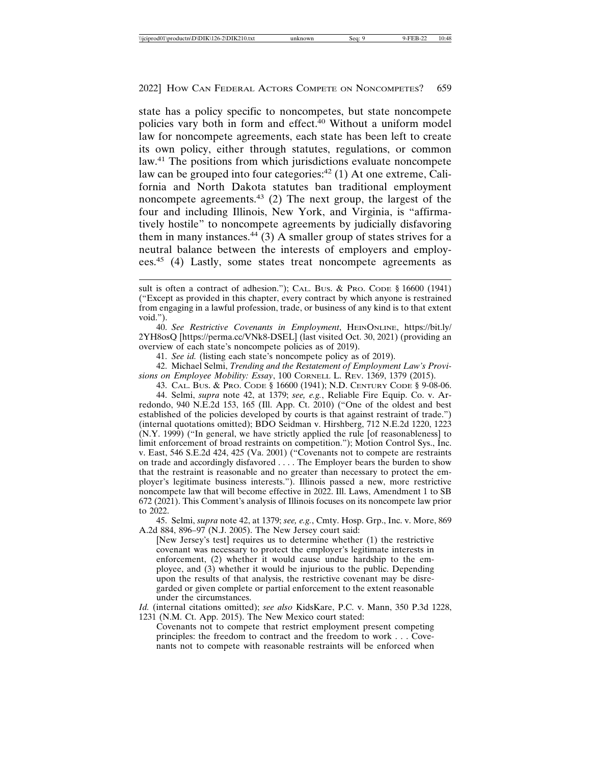state has a policy specific to noncompetes, but state noncompete policies vary both in form and effect.[40] Without a uniform model law for noncompete agreements, each state has been left to create its own policy, either through statutes, regulations, or common law.[41] The positions from which jurisdictions evaluate noncompete law can be grouped into four categories:[42] (1) At one extreme, California and North Dakota statutes ban traditional employment noncompete agreements.[43] (2) The next group, the largest of the four and including Illinois, New York, and Virginia, is "affirmatively hostile" to noncompete agreements by judicially disfavoring them in many instances.[44] (3) A smaller group of states strives for a neutral balance between the interests of employers and employees.[45] (4) Lastly, some states treat noncompete agreements as

---

sult is often a contract of adhesion."); CAL. BUS. & PRO. CODE § 16600 (1941) ("Except as provided in this chapter, every contract by which anyone is restrained from engaging in a lawful profession, trade, or business of any kind is to that extent void.").

40. *See Restrictive Covenants in Employment*, HEINONLINE, https://bit.ly/2YH8osQ [https://perma.cc/VNk8-DSEL] (last visited Oct. 30, 2021) (providing an overview of each state's noncompete policies as of 2019).

41. *See id.* (listing each state's noncompete policy as of 2019).

42. Michael Selmi, *Trending and the Restatement of Employment Law's Provisions on Employee Mobility: Essay*, 100 CORNELL L. REV. 1369, 1379 (2015).

43. CAL. BUS. & PRO. CODE § 16600 (1941); N.D. CENTURY CODE § 9-08-06.

44. Selmi, *supra* note 42, at 1379; *see, e.g.*, Reliable Fire Equip. Co. v. Arredondo, 940 N.E.2d 153, 165 (Ill. App. Ct. 2010) ("One of the oldest and best established of the policies developed by courts is that against restraint of trade.") (internal quotations omitted); BDO Seidman v. Hirshberg, 712 N.E.2d 1220, 1223 (N.Y. 1999) ("In general, we have strictly applied the rule [of reasonableness] to limit enforcement of broad restraints on competition."); Motion Control Sys., Inc. v. East, 546 S.E.2d 424, 425 (Va. 2001) ("Covenants not to compete are restraints on trade and accordingly disfavored . . . . The Employer bears the burden to show that the restraint is reasonable and no greater than necessary to protect the employer's legitimate business interests."). Illinois passed a new, more restrictive noncompete law that will become effective in 2022. Ill. Laws, Amendment 1 to SB 672 (2021). This Comment's analysis of Illinois focuses on its noncompete law prior to 2022.

45. Selmi, *supra* note 42, at 1379; *see, e.g.*, Cmty. Hosp. Grp., Inc. v. More, 869 A.2d 884, 896–97 (N.J. 2005). The New Jersey court said:

> [New Jersey's test] requires us to determine whether (1) the restrictive covenant was necessary to protect the employer's legitimate interests in enforcement, (2) whether it would cause undue hardship to the employee, and (3) whether it would be injurious to the public. Depending upon the results of that analysis, the restrictive covenant may be disregarded or given complete or partial enforcement to the extent reasonable under the circumstances.

*Id.* (internal citations omitted); *see also* KidsKare, P.C. v. Mann, 350 P.3d 1228, 1231 (N.M. Ct. App. 2015). The New Mexico court stated:

> Covenants not to compete that restrict employment present competing principles: the freedom to contract and the freedom to work . . . Covenants not to compete with reasonable restraints will be enforced when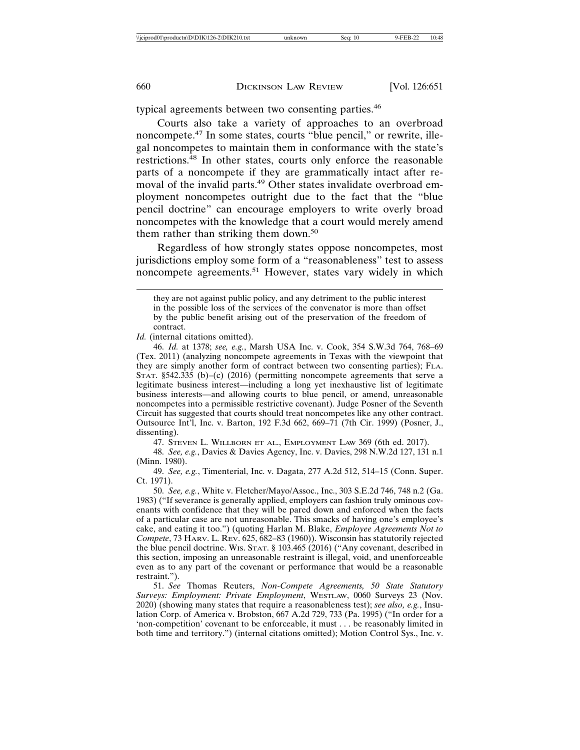typical agreements between two consenting parties.[46]

Courts also take a variety of approaches to an overbroad noncompete.[47] In some states, courts "blue pencil," or rewrite, illegal noncompetes to maintain them in conformance with the state's restrictions.[48] In other states, courts only enforce the reasonable parts of a noncompete if they are grammatically intact after removal of the invalid parts.[49] Other states invalidate overbroad employment noncompetes outright due to the fact that the "blue pencil doctrine" can encourage employers to write overly broad noncompetes with the knowledge that a court would merely amend them rather than striking them down.[50]

Regardless of how strongly states oppose noncompetes, most jurisdictions employ some form of a "reasonableness" test to assess noncompete agreements.[51] However, states vary widely in which

---

> they are not against public policy, and any detriment to the public interest in the possible loss of the services of the convenator is more than offset by the public benefit arising out of the preservation of the freedom of contract.

*Id.* (internal citations omitted).

46. *Id.* at 1378; *see, e.g.*, Marsh USA Inc. v. Cook, 354 S.W.3d 764, 768–69 (Tex. 2011) (analyzing noncompete agreements in Texas with the viewpoint that they are simply another form of contract between two consenting parties); FLA. STAT. §542.335 (b)–(c) (2016) (permitting noncompete agreements that serve a legitimate business interest—including a long yet inexhaustive list of legitimate business interests—and allowing courts to blue pencil, or amend, unreasonable noncompetes into a permissible restrictive covenant). Judge Posner of the Seventh Circuit has suggested that courts should treat noncompetes like any other contract. Outsource Int'l, Inc. v. Barton, 192 F.3d 662, 669–71 (7th Cir. 1999) (Posner, J., dissenting).

47. STEVEN L. WILLBORN ET AL., EMPLOYMENT LAW 369 (6th ed. 2017).

48. *See, e.g.*, Davies & Davies Agency, Inc. v. Davies, 298 N.W.2d 127, 131 n.1 (Minn. 1980).

49. *See, e.g.*, Timenterial, Inc. v. Dagata, 277 A.2d 512, 514–15 (Conn. Super. Ct. 1971).

50. *See, e.g.*, White v. Fletcher/Mayo/Assoc., Inc., 303 S.E.2d 746, 748 n.2 (Ga. 1983) ("If severance is generally applied, employers can fashion truly ominous covenants with confidence that they will be pared down and enforced when the facts of a particular case are not unreasonable. This smacks of having one's employee's cake, and eating it too.") (quoting Harlan M. Blake, *Employee Agreements Not to Compete*, 73 HARV. L. REV. 625, 682–83 (1960)). Wisconsin has statutorily rejected the blue pencil doctrine. WIS. STAT. § 103.465 (2016) ("Any covenant, described in this section, imposing an unreasonable restraint is illegal, void, and unenforceable even as to any part of the covenant or performance that would be a reasonable restraint.").

51. *See* Thomas Reuters, *Non-Compete Agreements, 50 State Statutory Surveys: Employment: Private Employment*, WESTLAW, 0060 Surveys 23 (Nov. 2020) (showing many states that require a reasonableness test); *see also, e.g.*, Insulation Corp. of America v. Brobston, 667 A.2d 729, 733 (Pa. 1995) ("In order for a 'non-competition' covenant to be enforceable, it must . . . be reasonably limited in both time and territory.") (internal citations omitted); Motion Control Sys., Inc. v.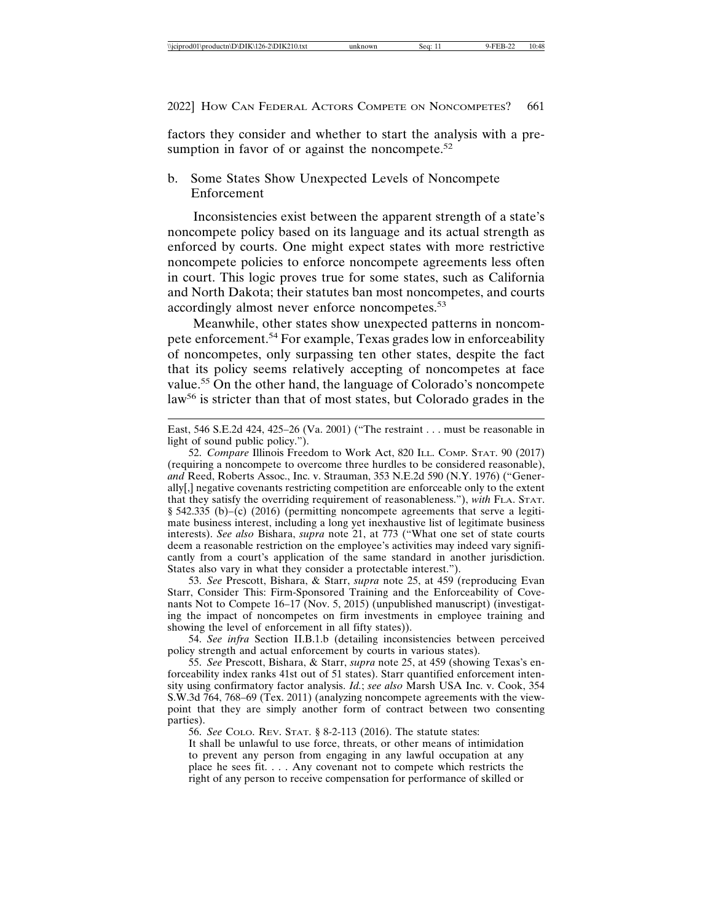factors they consider and whether to start the analysis with a presumption in favor of or against the noncompete.[52]

### b. Some States Show Unexpected Levels of Noncompete Enforcement

Inconsistencies exist between the apparent strength of a state's noncompete policy based on its language and its actual strength as enforced by courts. One might expect states with more restrictive noncompete policies to enforce noncompete agreements less often in court. This logic proves true for some states, such as California and North Dakota; their statutes ban most noncompetes, and courts accordingly almost never enforce noncompetes.[53]

Meanwhile, other states show unexpected patterns in noncompete enforcement.[54] For example, Texas grades low in enforceability of noncompetes, only surpassing ten other states, despite the fact that its policy seems relatively accepting of noncompetes at face value.[55] On the other hand, the language of Colorado's noncompete law[56] is stricter than that of most states, but Colorado grades in the

---

East, 546 S.E.2d 424, 425–26 (Va. 2001) ("The restraint . . . must be reasonable in light of sound public policy.").

52. *Compare* Illinois Freedom to Work Act, 820 ILL. COMP. STAT. 90 (2017) (requiring a noncompete to overcome three hurdles to be considered reasonable), *and* Reed, Roberts Assoc., Inc. v. Strauman, 353 N.E.2d 590 (N.Y. 1976) ("Generally[,] negative covenants restricting competition are enforceable only to the extent that they satisfy the overriding requirement of reasonableness."), *with* FLA. STAT. § 542.335 (b)–(c) (2016) (permitting noncompete agreements that serve a legitimate business interest, including a long yet inexhaustive list of legitimate business interests). *See also* Bishara, *supra* note 21, at 773 ("What one set of state courts deem a reasonable restriction on the employee's activities may indeed vary significantly from a court's application of the same standard in another jurisdiction. States also vary in what they consider a protectable interest.").

53. *See* Prescott, Bishara, & Starr, *supra* note 25, at 459 (reproducing Evan Starr, Consider This: Firm-Sponsored Training and the Enforceability of Covenants Not to Compete 16–17 (Nov. 5, 2015) (unpublished manuscript) (investigating the impact of noncompetes on firm investments in employee training and showing the level of enforcement in all fifty states)).

54. *See infra* Section II.B.1.b (detailing inconsistencies between perceived policy strength and actual enforcement by courts in various states).

55. *See* Prescott, Bishara, & Starr, *supra* note 25, at 459 (showing Texas's enforceability index ranks 41st out of 51 states). Starr quantified enforcement intensity using confirmatory factor analysis. *Id.*; *see also* Marsh USA Inc. v. Cook, 354 S.W.3d 764, 768–69 (Tex. 2011) (analyzing noncompete agreements with the viewpoint that they are simply another form of contract between two consenting parties).

56. *See* COLO. REV. STAT. § 8-2-113 (2016). The statute states:

> It shall be unlawful to use force, threats, or other means of intimidation to prevent any person from engaging in any lawful occupation at any place he sees fit. . . . Any covenant not to compete which restricts the right of any person to receive compensation for performance of skilled or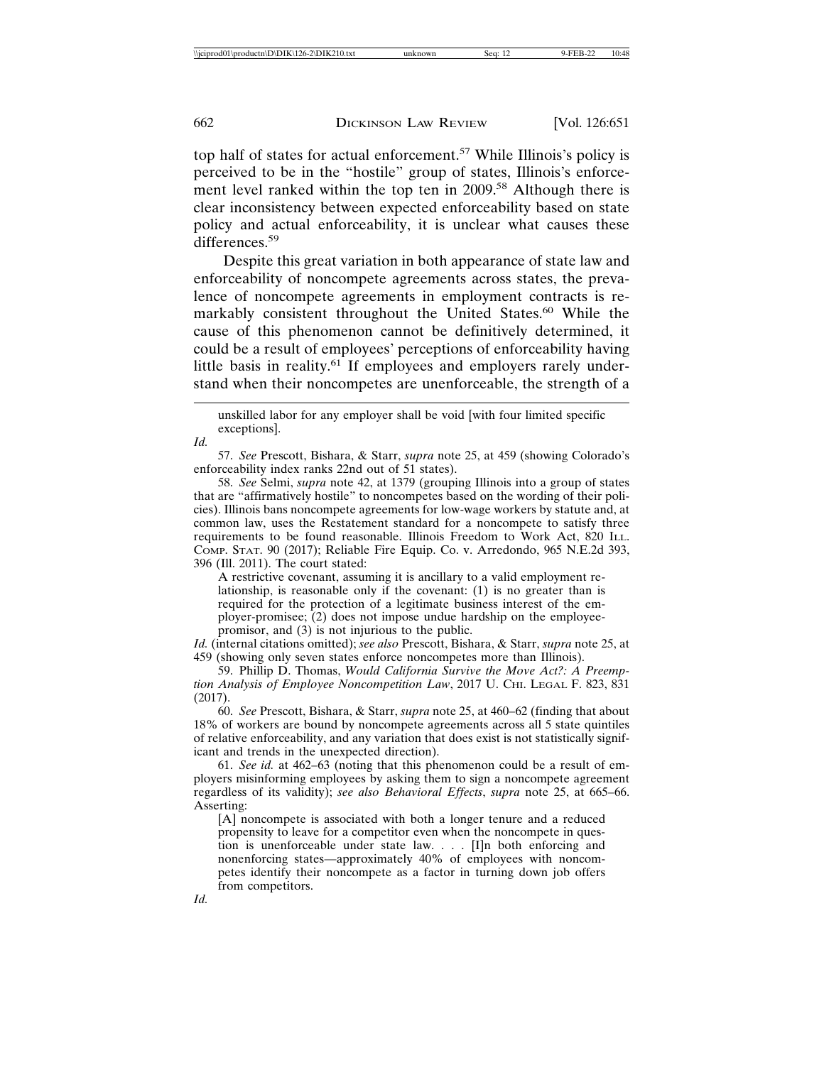top half of states for actual enforcement.[57] While Illinois's policy is perceived to be in the "hostile" group of states, Illinois's enforcement level ranked within the top ten in 2009.[58] Although there is clear inconsistency between expected enforceability based on state policy and actual enforceability, it is unclear what causes these differences.[59]

Despite this great variation in both appearance of state law and enforceability of noncompete agreements across states, the prevalence of noncompete agreements in employment contracts is remarkably consistent throughout the United States.[60] While the cause of this phenomenon cannot be definitively determined, it could be a result of employees' perceptions of enforceability having little basis in reality.[61] If employees and employers rarely understand when their noncompetes are unenforceable, the strength of a

---

> unskilled labor for any employer shall be void [with four limited specific exceptions].

*Id.*

57. *See* Prescott, Bishara, & Starr, *supra* note 25, at 459 (showing Colorado's enforceability index ranks 22nd out of 51 states).

58. *See* Selmi, *supra* note 42, at 1379 (grouping Illinois into a group of states that are "affirmatively hostile" to noncompetes based on the wording of their policies). Illinois bans noncompete agreements for low-wage workers by statute and, at common law, uses the Restatement standard for a noncompete to satisfy three requirements to be found reasonable. Illinois Freedom to Work Act, 820 ILL. COMP. STAT. 90 (2017); Reliable Fire Equip. Co. v. Arredondo, 965 N.E.2d 393, 396 (Ill. 2011). The court stated:

> A restrictive covenant, assuming it is ancillary to a valid employment relationship, is reasonable only if the covenant: (1) is no greater than is required for the protection of a legitimate business interest of the employer-promisee; (2) does not impose undue hardship on the employee-promisor, and (3) is not injurious to the public.

*Id.* (internal citations omitted); *see also* Prescott, Bishara, & Starr, *supra* note 25, at 459 (showing only seven states enforce noncompetes more than Illinois).

59. Phillip D. Thomas, *Would California Survive the Move Act?: A Preemption Analysis of Employee Noncompetition Law*, 2017 U. CHI. LEGAL F. 823, 831 (2017).

60. *See* Prescott, Bishara, & Starr, *supra* note 25, at 460–62 (finding that about 18% of workers are bound by noncompete agreements across all 5 state quintiles of relative enforceability, and any variation that does exist is not statistically significant and trends in the unexpected direction).

61. *See id.* at 462–63 (noting that this phenomenon could be a result of employers misinforming employees by asking them to sign a noncompete agreement regardless of its validity); *see also Behavioral Effects*, *supra* note 25, at 665–66. Asserting:

> [A] noncompete is associated with both a longer tenure and a reduced propensity to leave for a competitor even when the noncompete in question is unenforceable under state law. . . . [I]n both enforcing and nonenforcing states—approximately 40% of employees with noncompetes identify their noncompete as a factor in turning down job offers from competitors.

*Id.*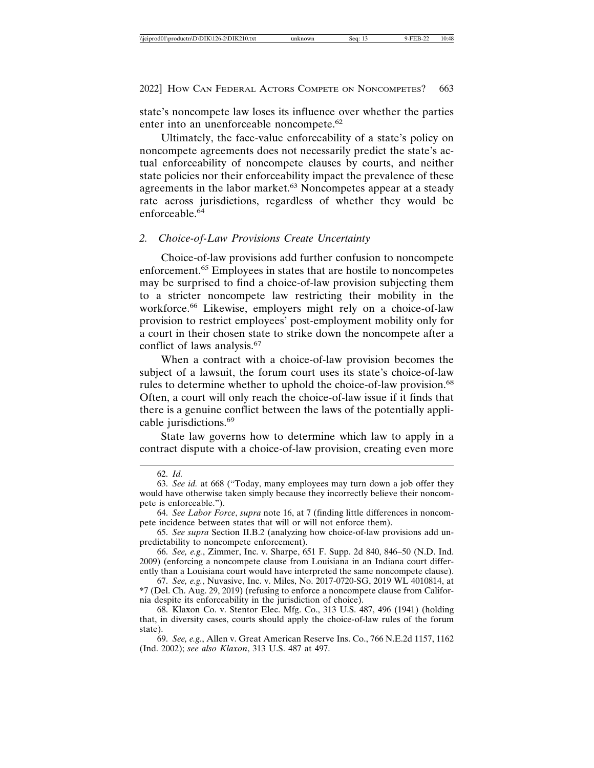state's noncompete law loses its influence over whether the parties enter into an unenforceable noncompete.[62]

Ultimately, the face-value enforceability of a state's policy on noncompete agreements does not necessarily predict the state's actual enforceability of noncompete clauses by courts, and neither state policies nor their enforceability impact the prevalence of these agreements in the labor market.[63] Noncompetes appear at a steady rate across jurisdictions, regardless of whether they would be enforceable.[64]

### *2. Choice-of-Law Provisions Create Uncertainty*

Choice-of-law provisions add further confusion to noncompete enforcement.[65] Employees in states that are hostile to noncompetes may be surprised to find a choice-of-law provision subjecting them to a stricter noncompete law restricting their mobility in the workforce.[66] Likewise, employers might rely on a choice-of-law provision to restrict employees' post-employment mobility only for a court in their chosen state to strike down the noncompete after a conflict of laws analysis.[67]

When a contract with a choice-of-law provision becomes the subject of a lawsuit, the forum court uses its state's choice-of-law rules to determine whether to uphold the choice-of-law provision.[68] Often, a court will only reach the choice-of-law issue if it finds that there is a genuine conflict between the laws of the potentially applicable jurisdictions.[69]

State law governs how to determine which law to apply in a contract dispute with a choice-of-law provision, creating even more

---

62. *Id.*

63. *See id.* at 668 ("Today, many employees may turn down a job offer they would have otherwise taken simply because they incorrectly believe their noncompete is enforceable.").

64. *See Labor Force*, *supra* note 16, at 7 (finding little differences in noncompete incidence between states that will or will not enforce them).

65. *See supra* Section II.B.2 (analyzing how choice-of-law provisions add unpredictability to noncompete enforcement).

66. *See, e.g.*, Zimmer, Inc. v. Sharpe, 651 F. Supp. 2d 840, 846–50 (N.D. Ind. 2009) (enforcing a noncompete clause from Louisiana in an Indiana court differently than a Louisiana court would have interpreted the same noncompete clause).

67. *See, e.g.*, Nuvasive, Inc. v. Miles, No. 2017-0720-SG, 2019 WL 4010814, at *7 (Del. Ch. Aug. 29, 2019) (refusing to enforce a noncompete clause from California despite its enforceability in the jurisdiction of choice).

68. Klaxon Co. v. Stentor Elec. Mfg. Co., 313 U.S. 487, 496 (1941) (holding that, in diversity cases, courts should apply the choice-of-law rules of the forum state).

69. *See, e.g.*, Allen v. Great American Reserve Ins. Co., 766 N.E.2d 1157, 1162 (Ind. 2002); *see also Klaxon*, 313 U.S. 487 at 497.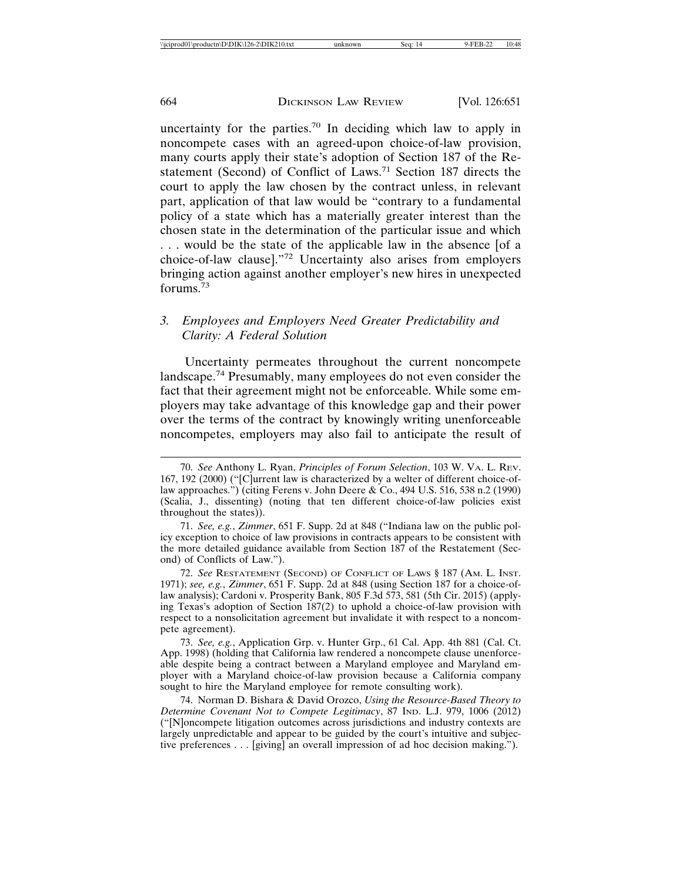uncertainty for the parties.[70] In deciding which law to apply in noncompete cases with an agreed-upon choice-of-law provision, many courts apply their state's adoption of Section 187 of the Restatement (Second) of Conflict of Laws.[71] Section 187 directs the court to apply the law chosen by the contract unless, in relevant part, application of that law would be "contrary to a fundamental policy of a state which has a materially greater interest than the chosen state in the determination of the particular issue and which . . . would be the state of the applicable law in the absence [of a choice-of-law clause]."[72] Uncertainty also arises from employers bringing action against another employer's new hires in unexpected forums.[73]

### *3. Employees and Employers Need Greater Predictability and Clarity: A Federal Solution*

Uncertainty permeates throughout the current noncompete landscape.[74] Presumably, many employees do not even consider the fact that their agreement might not be enforceable. While some employers may take advantage of this knowledge gap and their power over the terms of the contract by knowingly writing unenforceable noncompetes, employers may also fail to anticipate the result of

---

70. *See* Anthony L. Ryan, *Principles of Forum Selection*, 103 W. Va. L. Rev. 167, 192 (2000) ("[C]urrent law is characterized by a welter of different choice-of-law approaches.") (citing Ferens v. John Deere & Co., 494 U.S. 516, 538 n.2 (1990) (Scalia, J., dissenting) (noting that ten different choice-of-law policies exist throughout the states)).

71. *See, e.g.*, *Zimmer*, 651 F. Supp. 2d at 848 ("Indiana law on the public policy exception to choice of law provisions in contracts appears to be consistent with the more detailed guidance available from Section 187 of the Restatement (Second) of Conflicts of Law.").

72. *See* Restatement (Second) of Conflict of Laws § 187 (Am. L. Inst. 1971); *see, e.g.*, *Zimmer*, 651 F. Supp. 2d at 848 (using Section 187 for a choice-of-law analysis); Cardoni v. Prosperity Bank, 805 F.3d 573, 581 (5th Cir. 2015) (applying Texas's adoption of Section 187(2) to uphold a choice-of-law provision with respect to a nonsolicitation agreement but invalidate it with respect to a noncompete agreement).

73. *See, e.g.*, Application Grp. v. Hunter Grp., 61 Cal. App. 4th 881 (Cal. Ct. App. 1998) (holding that California law rendered a noncompete clause unenforceable despite being a contract between a Maryland employee and Maryland employer with a Maryland choice-of-law provision because a California company sought to hire the Maryland employee for remote consulting work).

74. Norman D. Bishara & David Orozco, *Using the Resource-Based Theory to Determine Covenant Not to Compete Legitimacy*, 87 Ind. L.J. 979, 1006 (2012) ("[N]oncompete litigation outcomes across jurisdictions and industry contexts are largely unpredictable and appear to be guided by the court's intuitive and subjective preferences . . . [giving] an overall impression of ad hoc decision making.").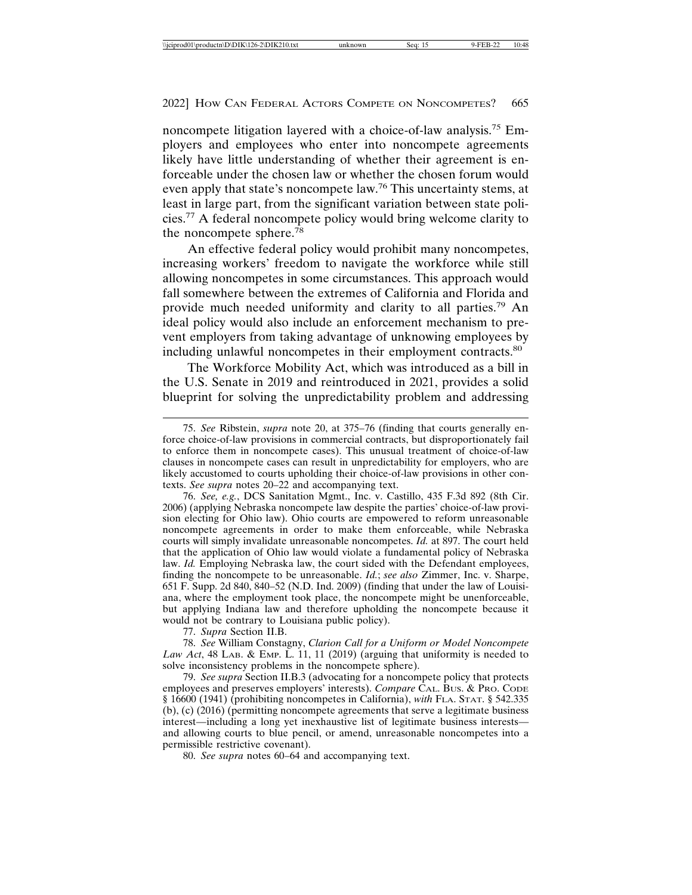noncompete litigation layered with a choice-of-law analysis.[75] Employers and employees who enter into noncompete agreements likely have little understanding of whether their agreement is enforceable under the chosen law or whether the chosen forum would even apply that state's noncompete law.[76] This uncertainty stems, at least in large part, from the significant variation between state policies.[77] A federal noncompete policy would bring welcome clarity to the noncompete sphere.[78]

An effective federal policy would prohibit many noncompetes, increasing workers' freedom to navigate the workforce while still allowing noncompetes in some circumstances. This approach would fall somewhere between the extremes of California and Florida and provide much needed uniformity and clarity to all parties.[79] An ideal policy would also include an enforcement mechanism to prevent employers from taking advantage of unknowing employees by including unlawful noncompetes in their employment contracts.[80]

The Workforce Mobility Act, which was introduced as a bill in the U.S. Senate in 2019 and reintroduced in 2021, provides a solid blueprint for solving the unpredictability problem and addressing

---

75. *See* Ribstein, *supra* note 20, at 375–76 (finding that courts generally enforce choice-of-law provisions in commercial contracts, but disproportionately fail to enforce them in noncompete cases). This unusual treatment of choice-of-law clauses in noncompete cases can result in unpredictability for employers, who are likely accustomed to courts upholding their choice-of-law provisions in other contexts. *See supra* notes 20–22 and accompanying text.

76. *See, e.g.*, DCS Sanitation Mgmt., Inc. v. Castillo, 435 F.3d 892 (8th Cir. 2006) (applying Nebraska noncompete law despite the parties' choice-of-law provision electing for Ohio law). Ohio courts are empowered to reform unreasonable noncompete agreements in order to make them enforceable, while Nebraska courts will simply invalidate unreasonable noncompetes. *Id.* at 897. The court held that the application of Ohio law would violate a fundamental policy of Nebraska law. *Id.* Employing Nebraska law, the court sided with the Defendant employees, finding the noncompete to be unreasonable. *Id.*; *see also* Zimmer, Inc. v. Sharpe, 651 F. Supp. 2d 840, 840–52 (N.D. Ind. 2009) (finding that under the law of Louisiana, where the employment took place, the noncompete might be unenforceable, but applying Indiana law and therefore upholding the noncompete because it would not be contrary to Louisiana public policy).

77. *Supra* Section II.B.

78. *See* William Constagny, *Clarion Call for a Uniform or Model Noncompete Law Act*, 48 LAB. & EMP. L. 11, 11 (2019) (arguing that uniformity is needed to solve inconsistency problems in the noncompete sphere).

79. *See supra* Section II.B.3 (advocating for a noncompete policy that protects employees and preserves employers' interests). *Compare* CAL. BUS. & PRO. CODE § 16600 (1941) (prohibiting noncompetes in California), *with* FLA. STAT. § 542.335 (b), (c) (2016) (permitting noncompete agreements that serve a legitimate business interest—including a long yet inexhaustive list of legitimate business interests—and allowing courts to blue pencil, or amend, unreasonable noncompetes into a permissible restrictive covenant).

80. *See supra* notes 60–64 and accompanying text.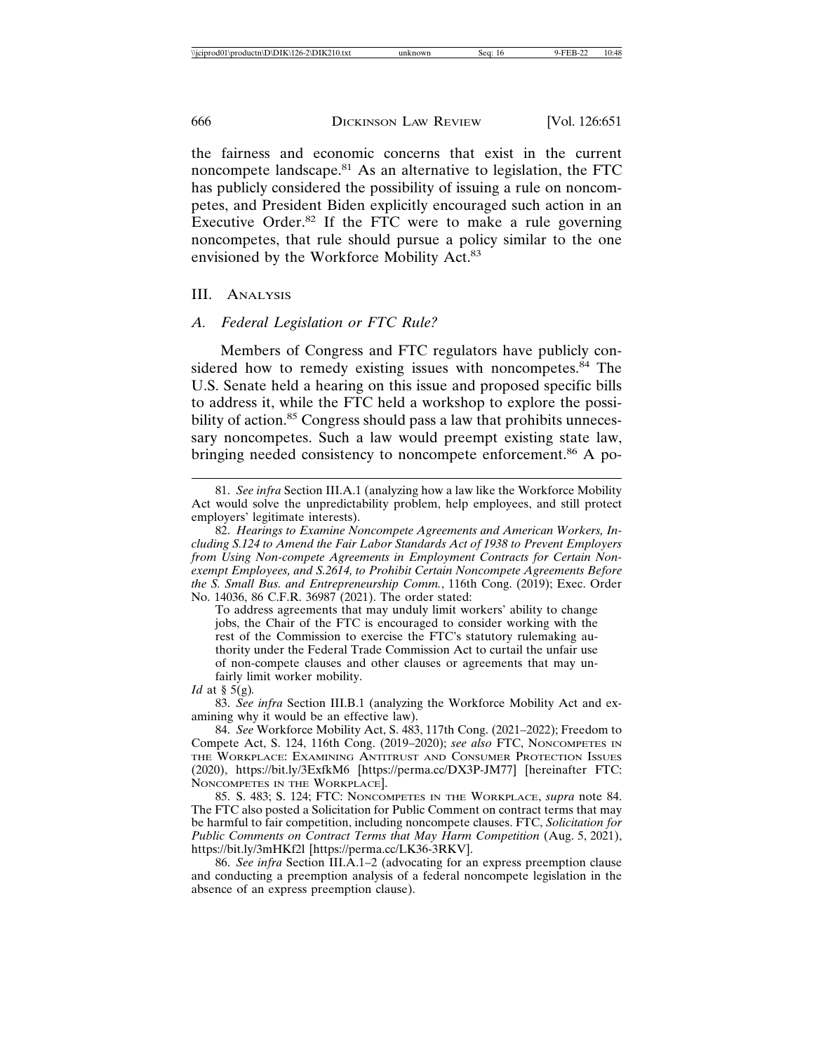the fairness and economic concerns that exist in the current noncompete landscape.[81] As an alternative to legislation, the FTC has publicly considered the possibility of issuing a rule on noncompetes, and President Biden explicitly encouraged such action in an Executive Order.[82] If the FTC were to make a rule governing noncompetes, that rule should pursue a policy similar to the one envisioned by the Workforce Mobility Act.[83]

## III. Analysis

### A. *Federal Legislation or FTC Rule?*

Members of Congress and FTC regulators have publicly considered how to remedy existing issues with noncompetes.[84] The U.S. Senate held a hearing on this issue and proposed specific bills to address it, while the FTC held a workshop to explore the possibility of action.[85] Congress should pass a law that prohibits unnecessary noncompetes. Such a law would preempt existing state law, bringing needed consistency to noncompete enforcement.[86] A po-

---

81. *See infra* Section III.A.1 (analyzing how a law like the Workforce Mobility Act would solve the unpredictability problem, help employees, and still protect employers' legitimate interests).

82. *Hearings to Examine Noncompete Agreements and American Workers, Including S.124 to Amend the Fair Labor Standards Act of 1938 to Prevent Employers from Using Non-compete Agreements in Employment Contracts for Certain Non-exempt Employees, and S.2614, to Prohibit Certain Noncompete Agreements Before the S. Small Bus. and Entrepreneurship Comm.*, 116th Cong. (2019); Exec. Order No. 14036, 86 C.F.R. 36987 (2021). The order stated:

> To address agreements that may unduly limit workers' ability to change jobs, the Chair of the FTC is encouraged to consider working with the rest of the Commission to exercise the FTC's statutory rulemaking authority under the Federal Trade Commission Act to curtail the unfair use of non-compete clauses and other clauses or agreements that may unfairly limit worker mobility.

*Id* at § 5(g).

83. *See infra* Section III.B.1 (analyzing the Workforce Mobility Act and examining why it would be an effective law).

84. *See* Workforce Mobility Act, S. 483, 117th Cong. (2021–2022); Freedom to Compete Act, S. 124, 116th Cong. (2019–2020); *see also* FTC, Noncompetes in the Workplace: Examining Antitrust and Consumer Protection Issues (2020), https://bit.ly/3ExfkM6 [https://perma.cc/DX3P-JM77] [hereinafter FTC: Noncompetes in the Workplace].

85. S. 483; S. 124; FTC: Noncompetes in the Workplace, *supra* note 84. The FTC also posted a Solicitation for Public Comment on contract terms that may be harmful to fair competition, including noncompete clauses. FTC, *Solicitation for Public Comments on Contract Terms that May Harm Competition* (Aug. 5, 2021), https://bit.ly/3mHKf2l [https://perma.cc/LK36-3RKV].

86. *See infra* Section III.A.1–2 (advocating for an express preemption clause and conducting a preemption analysis of a federal noncompete legislation in the absence of an express preemption clause).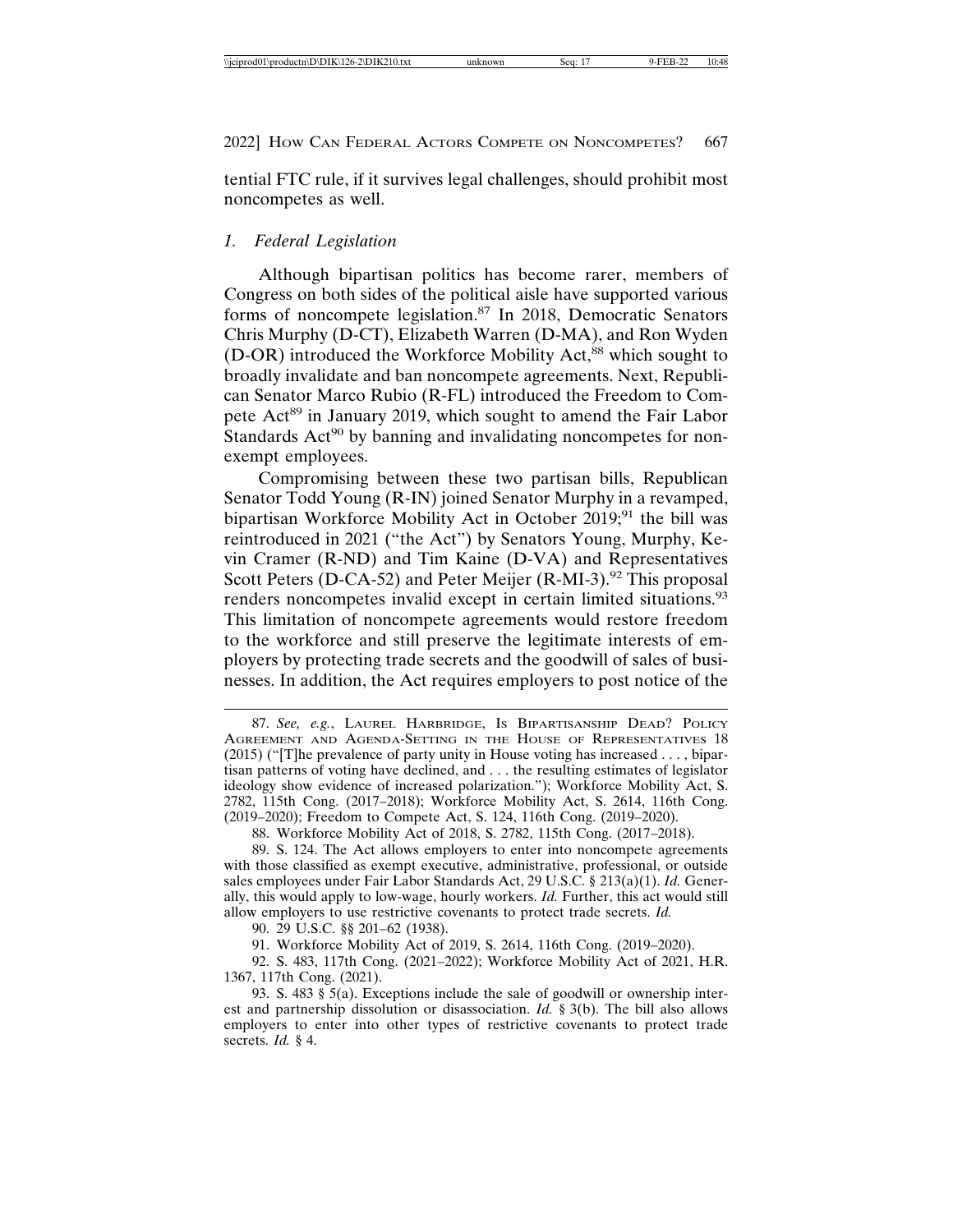tential FTC rule, if it survives legal challenges, should prohibit most noncompetes as well.

### *1. Federal Legislation*

Although bipartisan politics has become rarer, members of Congress on both sides of the political aisle have supported various forms of noncompete legislation.[87] In 2018, Democratic Senators Chris Murphy (D-CT), Elizabeth Warren (D-MA), and Ron Wyden (D-OR) introduced the Workforce Mobility Act,[88] which sought to broadly invalidate and ban noncompete agreements. Next, Republican Senator Marco Rubio (R-FL) introduced the Freedom to Compete Act[89] in January 2019, which sought to amend the Fair Labor Standards Act[90] by banning and invalidating noncompetes for non-exempt employees.

Compromising between these two partisan bills, Republican Senator Todd Young (R-IN) joined Senator Murphy in a revamped, bipartisan Workforce Mobility Act in October 2019;[91] the bill was reintroduced in 2021 ("the Act") by Senators Young, Murphy, Kevin Cramer (R-ND) and Tim Kaine (D-VA) and Representatives Scott Peters (D-CA-52) and Peter Meijer (R-MI-3).[92] This proposal renders noncompetes invalid except in certain limited situations.[93] This limitation of noncompete agreements would restore freedom to the workforce and still preserve the legitimate interests of employers by protecting trade secrets and the goodwill of sales of businesses. In addition, the Act requires employers to post notice of the

---

87. *See, e.g.*, Laurel Harbridge, Is Bipartisanship Dead? Policy Agreement and Agenda-Setting in the House of Representatives 18 (2015) ("[T]he prevalence of party unity in House voting has increased . . . , bipartisan patterns of voting have declined, and . . . the resulting estimates of legislator ideology show evidence of increased polarization."); Workforce Mobility Act, S. 2782, 115th Cong. (2017–2018); Workforce Mobility Act, S. 2614, 116th Cong. (2019–2020); Freedom to Compete Act, S. 124, 116th Cong. (2019–2020).

88. Workforce Mobility Act of 2018, S. 2782, 115th Cong. (2017–2018).

89. S. 124. The Act allows employers to enter into noncompete agreements with those classified as exempt executive, administrative, professional, or outside sales employees under Fair Labor Standards Act, 29 U.S.C. § 213(a)(1). *Id.* Generally, this would apply to low-wage, hourly workers. *Id.* Further, this act would still allow employers to use restrictive covenants to protect trade secrets. *Id.*

90. 29 U.S.C. §§ 201–62 (1938).

91. Workforce Mobility Act of 2019, S. 2614, 116th Cong. (2019–2020).

92. S. 483, 117th Cong. (2021–2022); Workforce Mobility Act of 2021, H.R. 1367, 117th Cong. (2021).

93. S. 483 § 5(a). Exceptions include the sale of goodwill or ownership interest and partnership dissolution or disassociation. *Id.* § 3(b). The bill also allows employers to enter into other types of restrictive covenants to protect trade secrets. *Id.* § 4.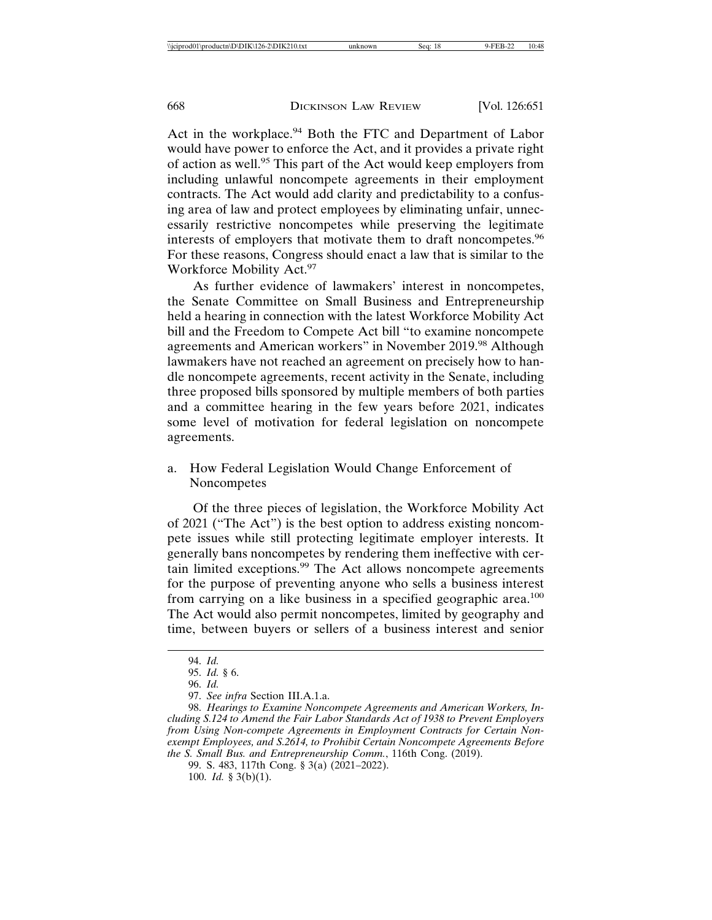Act in the workplace.[94] Both the FTC and Department of Labor would have power to enforce the Act, and it provides a private right of action as well.[95] This part of the Act would keep employers from including unlawful noncompete agreements in their employment contracts. The Act would add clarity and predictability to a confusing area of law and protect employees by eliminating unfair, unnecessarily restrictive noncompetes while preserving the legitimate interests of employers that motivate them to draft noncompetes.[96] For these reasons, Congress should enact a law that is similar to the Workforce Mobility Act.[97]

As further evidence of lawmakers' interest in noncompetes, the Senate Committee on Small Business and Entrepreneurship held a hearing in connection with the latest Workforce Mobility Act bill and the Freedom to Compete Act bill "to examine noncompete agreements and American workers" in November 2019.[98] Although lawmakers have not reached an agreement on precisely how to handle noncompete agreements, recent activity in the Senate, including three proposed bills sponsored by multiple members of both parties and a committee hearing in the few years before 2021, indicates some level of motivation for federal legislation on noncompete agreements.

#### a. How Federal Legislation Would Change Enforcement of Noncompetes

Of the three pieces of legislation, the Workforce Mobility Act of 2021 ("The Act") is the best option to address existing noncompete issues while still protecting legitimate employer interests. It generally bans noncompetes by rendering them ineffective with certain limited exceptions.[99] The Act allows noncompete agreements for the purpose of preventing anyone who sells a business interest from carrying on a like business in a specified geographic area.[100] The Act would also permit noncompetes, limited by geography and time, between buyers or sellers of a business interest and senior

---

94. *Id.*

95. *Id.* § 6.

96. *Id.*

97. *See infra* Section III.A.1.a.

98. *Hearings to Examine Noncompete Agreements and American Workers, Including S.124 to Amend the Fair Labor Standards Act of 1938 to Prevent Employers from Using Non-compete Agreements in Employment Contracts for Certain Non-exempt Employees, and S.2614, to Prohibit Certain Noncompete Agreements Before the S. Small Bus. and Entrepreneurship Comm.*, 116th Cong. (2019).

99. S. 483, 117th Cong. § 3(a) (2021–2022).

100. *Id.* § 3(b)(1).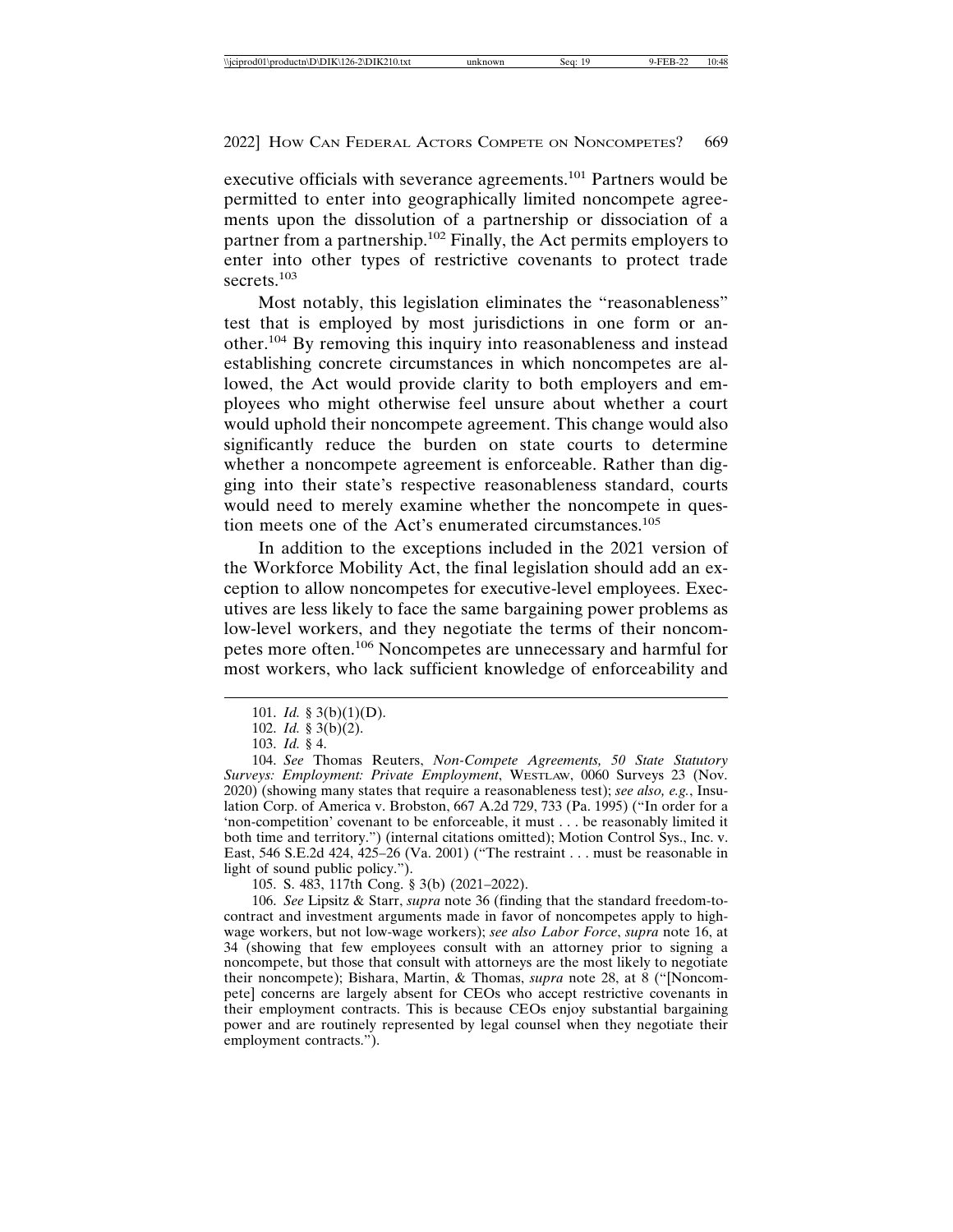executive officials with severance agreements.[101] Partners would be permitted to enter into geographically limited noncompete agreements upon the dissolution of a partnership or dissociation of a partner from a partnership.[102] Finally, the Act permits employers to enter into other types of restrictive covenants to protect trade secrets.[103]

Most notably, this legislation eliminates the "reasonableness" test that is employed by most jurisdictions in one form or another.[104] By removing this inquiry into reasonableness and instead establishing concrete circumstances in which noncompetes are allowed, the Act would provide clarity to both employers and employees who might otherwise feel unsure about whether a court would uphold their noncompete agreement. This change would also significantly reduce the burden on state courts to determine whether a noncompete agreement is enforceable. Rather than digging into their state's respective reasonableness standard, courts would need to merely examine whether the noncompete in question meets one of the Act's enumerated circumstances.[105]

In addition to the exceptions included in the 2021 version of the Workforce Mobility Act, the final legislation should add an exception to allow noncompetes for executive-level employees. Executives are less likely to face the same bargaining power problems as low-level workers, and they negotiate the terms of their noncompetes more often.[106] Noncompetes are unnecessary and harmful for most workers, who lack sufficient knowledge of enforceability and

---

101. *Id.* § 3(b)(1)(D).

102. *Id.* § 3(b)(2).

103. *Id.* § 4.

104. *See* Thomas Reuters, *Non-Compete Agreements, 50 State Statutory Surveys: Employment: Private Employment*, WESTLAW, 0060 Surveys 23 (Nov. 2020) (showing many states that require a reasonableness test); *see also, e.g.*, Insulation Corp. of America v. Brobston, 667 A.2d 729, 733 (Pa. 1995) ("In order for a 'non-competition' covenant to be enforceable, it must . . . be reasonably limited it both time and territory.") (internal citations omitted); Motion Control Sys., Inc. v. East, 546 S.E.2d 424, 425–26 (Va. 2001) ("The restraint . . . must be reasonable in light of sound public policy.").

105. S. 483, 117th Cong. § 3(b) (2021–2022).

106. *See* Lipsitz & Starr, *supra* note 36 (finding that the standard freedom-to-contract and investment arguments made in favor of noncompetes apply to high-wage workers, but not low-wage workers); *see also Labor Force*, *supra* note 16, at 34 (showing that few employees consult with an attorney prior to signing a noncompete, but those that consult with attorneys are the most likely to negotiate their noncompete); Bishara, Martin, & Thomas, *supra* note 28, at 8 ("[Noncompete] concerns are largely absent for CEOs who accept restrictive covenants in their employment contracts. This is because CEOs enjoy substantial bargaining power and are routinely represented by legal counsel when they negotiate their employment contracts.").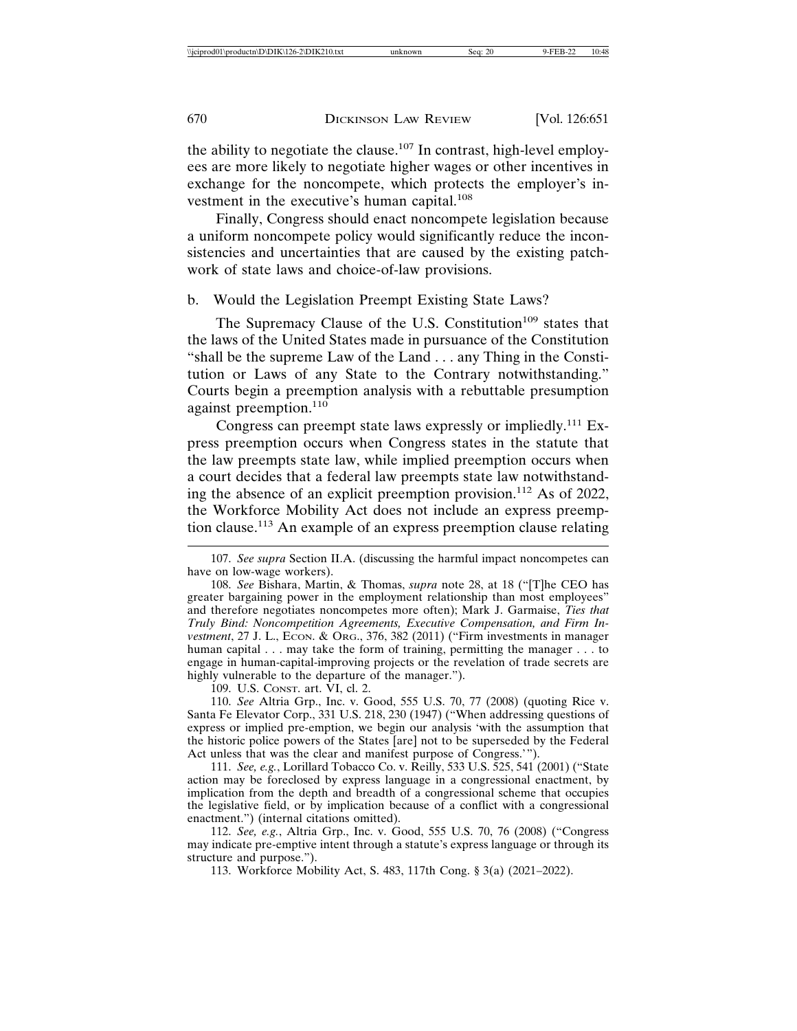the ability to negotiate the clause.[107] In contrast, high-level employees are more likely to negotiate higher wages or other incentives in exchange for the noncompete, which protects the employer's investment in the executive's human capital.[108]

Finally, Congress should enact noncompete legislation because a uniform noncompete policy would significantly reduce the inconsistencies and uncertainties that are caused by the existing patchwork of state laws and choice-of-law provisions.

b. Would the Legislation Preempt Existing State Laws?

The Supremacy Clause of the U.S. Constitution[109] states that the laws of the United States made in pursuance of the Constitution "shall be the supreme Law of the Land . . . any Thing in the Constitution or Laws of any State to the Contrary notwithstanding." Courts begin a preemption analysis with a rebuttable presumption against preemption.[110]

Congress can preempt state laws expressly or impliedly.[111] Express preemption occurs when Congress states in the statute that the law preempts state law, while implied preemption occurs when a court decides that a federal law preempts state law notwithstanding the absence of an explicit preemption provision.[112] As of 2022, the Workforce Mobility Act does not include an express preemption clause.[113] An example of an express preemption clause relating

---

107. *See supra* Section II.A. (discussing the harmful impact noncompetes can have on low-wage workers).

108. *See* Bishara, Martin, & Thomas, *supra* note 28, at 18 ("[T]he CEO has greater bargaining power in the employment relationship than most employees" and therefore negotiates noncompetes more often); Mark J. Garmaise, *Ties that Truly Bind: Noncompetition Agreements, Executive Compensation, and Firm Investment*, 27 J. L., Econ. & Org., 376, 382 (2011) ("Firm investments in manager human capital . . . may take the form of training, permitting the manager . . . to engage in human-capital-improving projects or the revelation of trade secrets are highly vulnerable to the departure of the manager.").

109. U.S. Const. art. VI, cl. 2.

110. *See* Altria Grp., Inc. v. Good, 555 U.S. 70, 77 (2008) (quoting Rice v. Santa Fe Elevator Corp., 331 U.S. 218, 230 (1947) ("When addressing questions of express or implied pre-emption, we begin our analysis 'with the assumption that the historic police powers of the States [are] not to be superseded by the Federal Act unless that was the clear and manifest purpose of Congress.'").

111. *See, e.g.*, Lorillard Tobacco Co. v. Reilly, 533 U.S. 525, 541 (2001) ("State action may be foreclosed by express language in a congressional enactment, by implication from the depth and breadth of a congressional scheme that occupies the legislative field, or by implication because of a conflict with a congressional enactment.") (internal citations omitted).

112. *See, e.g.*, Altria Grp., Inc. v. Good, 555 U.S. 70, 76 (2008) ("Congress may indicate pre-emptive intent through a statute's express language or through its structure and purpose.").

113. Workforce Mobility Act, S. 483, 117th Cong. § 3(a) (2021–2022).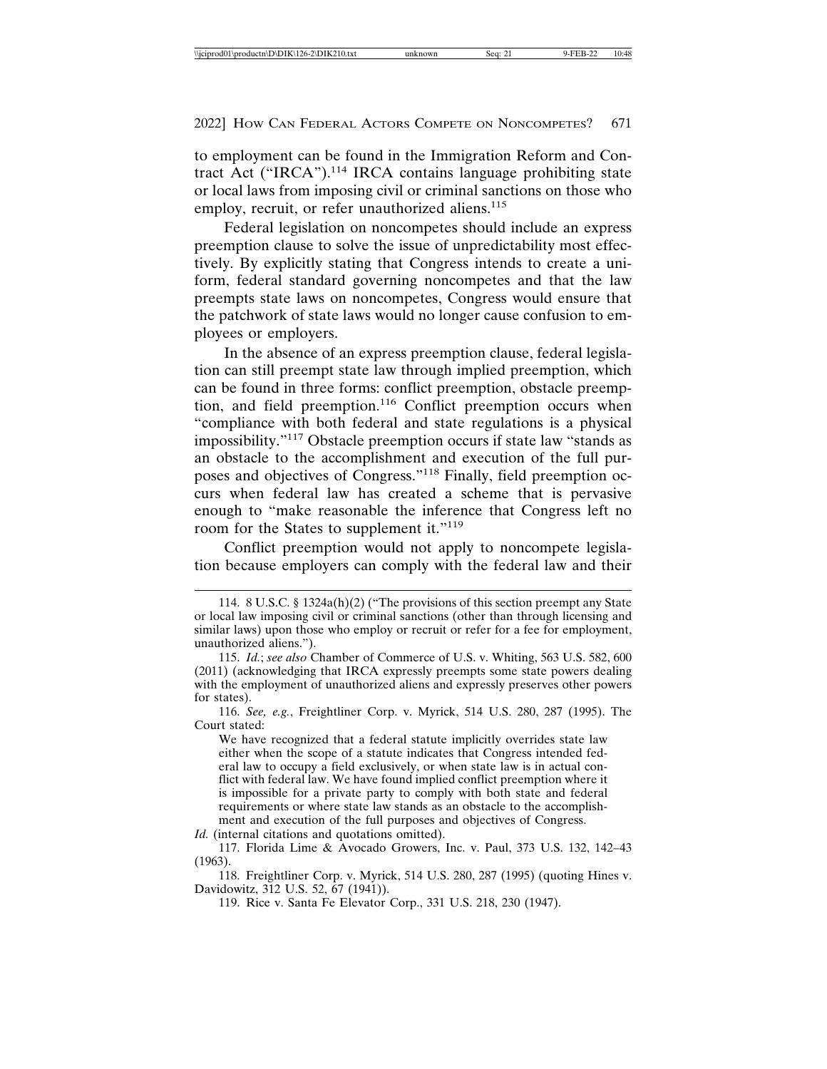to employment can be found in the Immigration Reform and Contract Act ("IRCA").[114] IRCA contains language prohibiting state or local laws from imposing civil or criminal sanctions on those who employ, recruit, or refer unauthorized aliens.[115]

Federal legislation on noncompetes should include an express preemption clause to solve the issue of unpredictability most effectively. By explicitly stating that Congress intends to create a uniform, federal standard governing noncompetes and that the law preempts state laws on noncompetes, Congress would ensure that the patchwork of state laws would no longer cause confusion to employees or employers.

In the absence of an express preemption clause, federal legislation can still preempt state law through implied preemption, which can be found in three forms: conflict preemption, obstacle preemption, and field preemption.[116] Conflict preemption occurs when "compliance with both federal and state regulations is a physical impossibility."[117] Obstacle preemption occurs if state law "stands as an obstacle to the accomplishment and execution of the full purposes and objectives of Congress."[118] Finally, field preemption occurs when federal law has created a scheme that is pervasive enough to "make reasonable the inference that Congress left no room for the States to supplement it."[119]

Conflict preemption would not apply to noncompete legislation because employers can comply with the federal law and their

---

114. 8 U.S.C. § 1324a(h)(2) ("The provisions of this section preempt any State or local law imposing civil or criminal sanctions (other than through licensing and similar laws) upon those who employ or recruit or refer for a fee for employment, unauthorized aliens.").

115. *Id.*; *see also* Chamber of Commerce of U.S. v. Whiting, 563 U.S. 582, 600 (2011) (acknowledging that IRCA expressly preempts some state powers dealing with the employment of unauthorized aliens and expressly preserves other powers for states).

116. *See, e.g.*, Freightliner Corp. v. Myrick, 514 U.S. 280, 287 (1995). The Court stated:

> We have recognized that a federal statute implicitly overrides state law either when the scope of a statute indicates that Congress intended federal law to occupy a field exclusively, or when state law is in actual conflict with federal law. We have found implied conflict preemption where it is impossible for a private party to comply with both state and federal requirements or where state law stands as an obstacle to the accomplishment and execution of the full purposes and objectives of Congress.

*Id.* (internal citations and quotations omitted).

117. Florida Lime & Avocado Growers, Inc. v. Paul, 373 U.S. 132, 142–43 (1963).

118. Freightliner Corp. v. Myrick, 514 U.S. 280, 287 (1995) (quoting Hines v. Davidowitz, 312 U.S. 52, 67 (1941)).

119. Rice v. Santa Fe Elevator Corp., 331 U.S. 218, 230 (1947).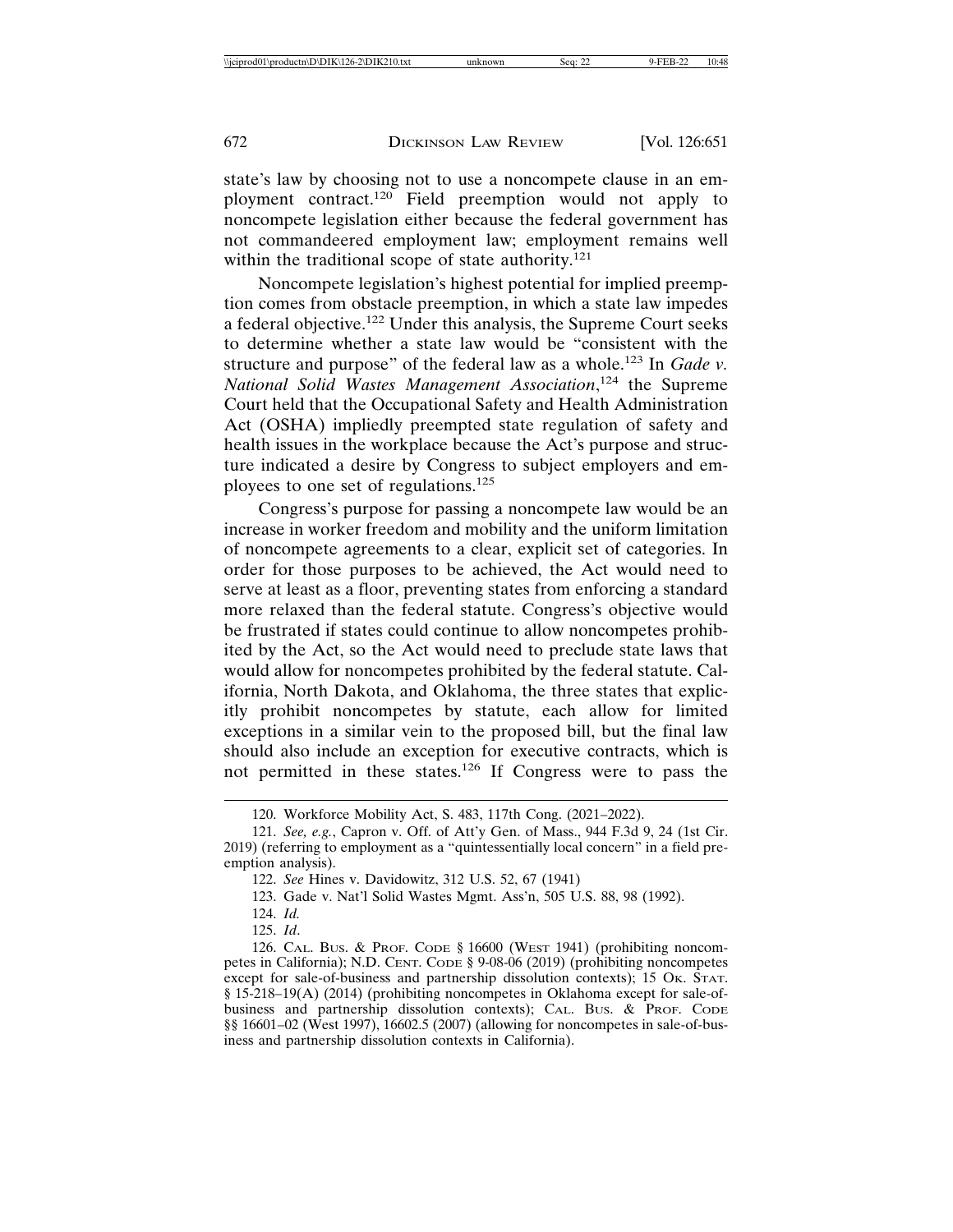state's law by choosing not to use a noncompete clause in an employment contract.[120] Field preemption would not apply to noncompete legislation either because the federal government has not commandeered employment law; employment remains well within the traditional scope of state authority.[121]

Noncompete legislation's highest potential for implied preemption comes from obstacle preemption, in which a state law impedes a federal objective.[122] Under this analysis, the Supreme Court seeks to determine whether a state law would be "consistent with the structure and purpose" of the federal law as a whole.[123] In *Gade v. National Solid Wastes Management Association*,[124] the Supreme Court held that the Occupational Safety and Health Administration Act (OSHA) impliedly preempted state regulation of safety and health issues in the workplace because the Act's purpose and structure indicated a desire by Congress to subject employers and employees to one set of regulations.[125]

Congress's purpose for passing a noncompete law would be an increase in worker freedom and mobility and the uniform limitation of noncompete agreements to a clear, explicit set of categories. In order for those purposes to be achieved, the Act would need to serve at least as a floor, preventing states from enforcing a standard more relaxed than the federal statute. Congress's objective would be frustrated if states could continue to allow noncompetes prohibited by the Act, so the Act would need to preclude state laws that would allow for noncompetes prohibited by the federal statute. California, North Dakota, and Oklahoma, the three states that explicitly prohibit noncompetes by statute, each allow for limited exceptions in a similar vein to the proposed bill, but the final law should also include an exception for executive contracts, which is not permitted in these states.[126] If Congress were to pass the

---

120. Workforce Mobility Act, S. 483, 117th Cong. (2021–2022).

121. *See, e.g.*, Capron v. Off. of Att'y Gen. of Mass., 944 F.3d 9, 24 (1st Cir. 2019) (referring to employment as a "quintessentially local concern" in a field preemption analysis).

122. *See* Hines v. Davidowitz, 312 U.S. 52, 67 (1941)

123. Gade v. Nat'l Solid Wastes Mgmt. Ass'n, 505 U.S. 88, 98 (1992).

124. *Id.*

125. *Id*.

126. CAL. BUS. & PROF. CODE § 16600 (WEST 1941) (prohibiting noncompetes in California); N.D. CENT. CODE § 9-08-06 (2019) (prohibiting noncompetes except for sale-of-business and partnership dissolution contexts); 15 OK. STAT. § 15-218–19(A) (2014) (prohibiting noncompetes in Oklahoma except for sale-of-business and partnership dissolution contexts); CAL. BUS. & PROF. CODE §§ 16601–02 (West 1997), 16602.5 (2007) (allowing for noncompetes in sale-of-business and partnership dissolution contexts in California).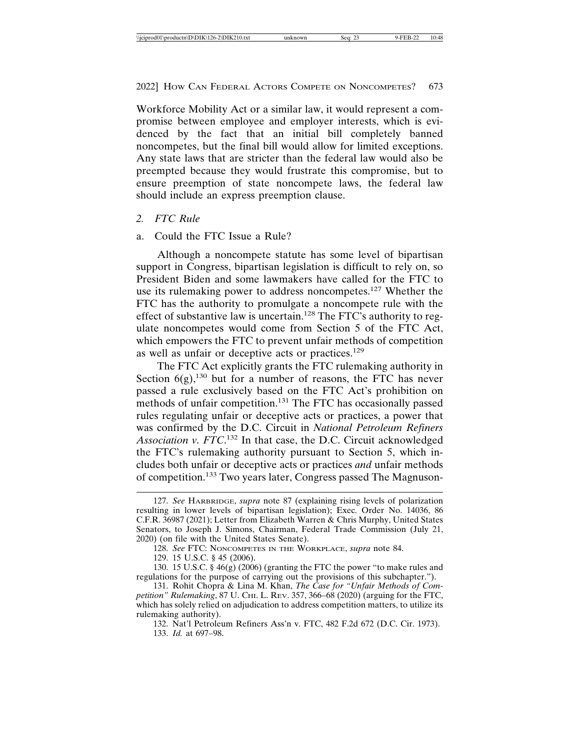Workforce Mobility Act or a similar law, it would represent a compromise between employee and employer interests, which is evidenced by the fact that an initial bill completely banned noncompetes, but the final bill would allow for limited exceptions. Any state laws that are stricter than the federal law would also be preempted because they would frustrate this compromise, but to ensure preemption of state noncompete laws, the federal law should include an express preemption clause.

### 2. *FTC Rule*

#### a. Could the FTC Issue a Rule?

Although a noncompete statute has some level of bipartisan support in Congress, bipartisan legislation is difficult to rely on, so President Biden and some lawmakers have called for the FTC to use its rulemaking power to address noncompetes.[127] Whether the FTC has the authority to promulgate a noncompete rule with the effect of substantive law is uncertain.[128] The FTC's authority to regulate noncompetes would come from Section 5 of the FTC Act, which empowers the FTC to prevent unfair methods of competition as well as unfair or deceptive acts or practices.[129]

The FTC Act explicitly grants the FTC rulemaking authority in Section 6(g),[130] but for a number of reasons, the FTC has never passed a rule exclusively based on the FTC Act's prohibition on methods of unfair competition.[131] The FTC has occasionally passed rules regulating unfair or deceptive acts or practices, a power that was confirmed by the D.C. Circuit in *National Petroleum Refiners Association v. FTC*.[132] In that case, the D.C. Circuit acknowledged the FTC's rulemaking authority pursuant to Section 5, which includes both unfair or deceptive acts or practices *and* unfair methods of competition.[133] Two years later, Congress passed The Magnuson-

---

127. *See* HARBRIDGE, *supra* note 87 (explaining rising levels of polarization resulting in lower levels of bipartisan legislation); Exec. Order No. 14036, 86 C.F.R. 36987 (2021); Letter from Elizabeth Warren & Chris Murphy, United States Senators, to Joseph J. Simons, Chairman, Federal Trade Commission (July 21, 2020) (on file with the United States Senate).

128. *See* FTC: NONCOMPETES IN THE WORKPLACE, *supra* note 84.

129. 15 U.S.C. § 45 (2006).

130. 15 U.S.C. § 46(g) (2006) (granting the FTC the power "to make rules and regulations for the purpose of carrying out the provisions of this subchapter.").

131. Rohit Chopra & Lina M. Khan, *The Case for "Unfair Methods of Competition" Rulemaking*, 87 U. CHI. L. REV. 357, 366–68 (2020) (arguing for the FTC, which has solely relied on adjudication to address competition matters, to utilize its rulemaking authority).

132. Nat'l Petroleum Refiners Ass'n v. FTC, 482 F.2d 672 (D.C. Cir. 1973).

133. *Id.* at 697–98.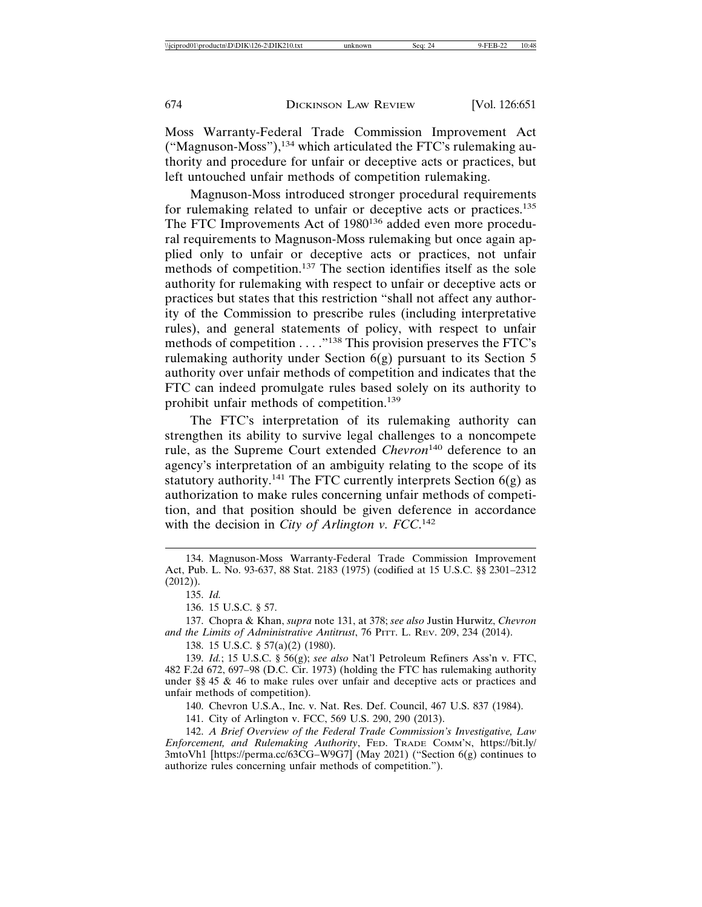Moss Warranty-Federal Trade Commission Improvement Act ("Magnuson-Moss"),[134] which articulated the FTC's rulemaking authority and procedure for unfair or deceptive acts or practices, but left untouched unfair methods of competition rulemaking.

Magnuson-Moss introduced stronger procedural requirements for rulemaking related to unfair or deceptive acts or practices.[135] The FTC Improvements Act of 1980[136] added even more procedural requirements to Magnuson-Moss rulemaking but once again applied only to unfair or deceptive acts or practices, not unfair methods of competition.[137] The section identifies itself as the sole authority for rulemaking with respect to unfair or deceptive acts or practices but states that this restriction "shall not affect any authority of the Commission to prescribe rules (including interpretative rules), and general statements of policy, with respect to unfair methods of competition . . . ."[138] This provision preserves the FTC's rulemaking authority under Section 6(g) pursuant to its Section 5 authority over unfair methods of competition and indicates that the FTC can indeed promulgate rules based solely on its authority to prohibit unfair methods of competition.[139]

The FTC's interpretation of its rulemaking authority can strengthen its ability to survive legal challenges to a noncompete rule, as the Supreme Court extended *Chevron*[140] deference to an agency's interpretation of an ambiguity relating to the scope of its statutory authority.[141] The FTC currently interprets Section 6(g) as authorization to make rules concerning unfair methods of competition, and that position should be given deference in accordance with the decision in *City of Arlington v. FCC*.[142]

---

134. Magnuson-Moss Warranty-Federal Trade Commission Improvement Act, Pub. L. No. 93-637, 88 Stat. 2183 (1975) (codified at 15 U.S.C. §§ 2301–2312 (2012)).

135. *Id.*

136. 15 U.S.C. § 57.

137. Chopra & Khan, *supra* note 131, at 378; *see also* Justin Hurwitz, *Chevron and the Limits of Administrative Antitrust*, 76 PITT. L. REV. 209, 234 (2014).

138. 15 U.S.C. § 57(a)(2) (1980).

139. *Id.*; 15 U.S.C. § 56(g); *see also* Nat'l Petroleum Refiners Ass'n v. FTC, 482 F.2d 672, 697–98 (D.C. Cir. 1973) (holding the FTC has rulemaking authority under §§ 45 & 46 to make rules over unfair and deceptive acts or practices and unfair methods of competition).

140. Chevron U.S.A., Inc. v. Nat. Res. Def. Council, 467 U.S. 837 (1984).

141. City of Arlington v. FCC, 569 U.S. 290, 290 (2013).

142. *A Brief Overview of the Federal Trade Commission's Investigative, Law Enforcement, and Rulemaking Authority*, FED. TRADE COMM'N, https://bit.ly/3mtoVh1 [https://perma.cc/63CG–W9G7] (May 2021) ("Section 6(g) continues to authorize rules concerning unfair methods of competition.").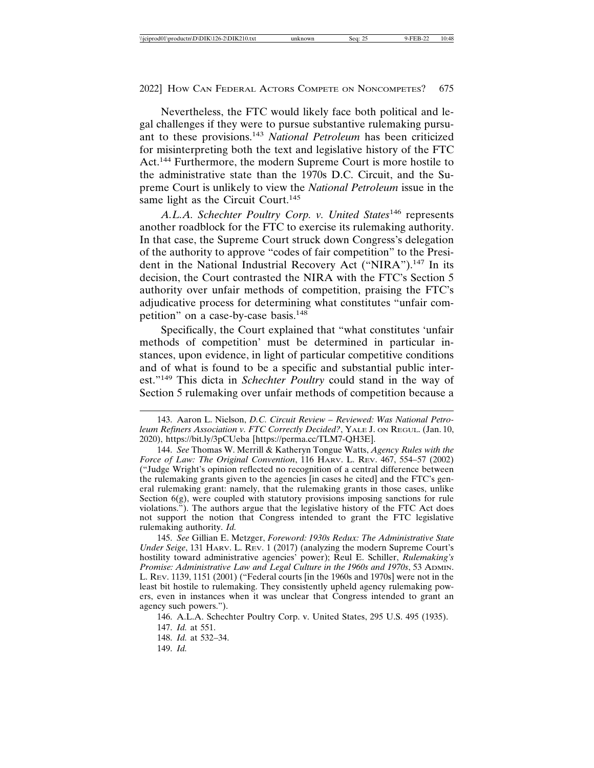Nevertheless, the FTC would likely face both political and legal challenges if they were to pursue substantive rulemaking pursuant to these provisions.[143] *National Petroleum* has been criticized for misinterpreting both the text and legislative history of the FTC Act.[144] Furthermore, the modern Supreme Court is more hostile to the administrative state than the 1970s D.C. Circuit, and the Supreme Court is unlikely to view the *National Petroleum* issue in the same light as the Circuit Court.[145]

*A.L.A. Schechter Poultry Corp. v. United States*[146] represents another roadblock for the FTC to exercise its rulemaking authority. In that case, the Supreme Court struck down Congress's delegation of the authority to approve "codes of fair competition" to the President in the National Industrial Recovery Act ("NIRA").[147] In its decision, the Court contrasted the NIRA with the FTC's Section 5 authority over unfair methods of competition, praising the FTC's adjudicative process for determining what constitutes "unfair competition" on a case-by-case basis.[148]

Specifically, the Court explained that "what constitutes 'unfair methods of competition' must be determined in particular instances, upon evidence, in light of particular competitive conditions and of what is found to be a specific and substantial public interest."[149] This dicta in *Schechter Poultry* could stand in the way of Section 5 rulemaking over unfair methods of competition because a

---

143. Aaron L. Nielson, *D.C. Circuit Review – Reviewed: Was National Petroleum Refiners Association v. FTC Correctly Decided?*, YALE J. ON REGUL. (Jan. 10, 2020), https://bit.ly/3pCUeba [https://perma.cc/TLM7-QH3E].

144. *See* Thomas W. Merrill & Katheryn Tongue Watts, *Agency Rules with the Force of Law: The Original Convention*, 116 HARV. L. REV. 467, 554–57 (2002) ("Judge Wright's opinion reflected no recognition of a central difference between the rulemaking grants given to the agencies [in cases he cited] and the FTC's general rulemaking grant: namely, that the rulemaking grants in those cases, unlike Section 6(g), were coupled with statutory provisions imposing sanctions for rule violations."). The authors argue that the legislative history of the FTC Act does not support the notion that Congress intended to grant the FTC legislative rulemaking authority. *Id.*

145. *See* Gillian E. Metzger, *Foreword: 1930s Redux: The Administrative State Under Seige*, 131 HARV. L. REV. 1 (2017) (analyzing the modern Supreme Court's hostility toward administrative agencies' power); Reul E. Schiller, *Rulemaking's Promise: Administrative Law and Legal Culture in the 1960s and 1970s*, 53 ADMIN. L. REV. 1139, 1151 (2001) ("Federal courts [in the 1960s and 1970s] were not in the least bit hostile to rulemaking. They consistently upheld agency rulemaking powers, even in instances when it was unclear that Congress intended to grant an agency such powers.").

146. A.L.A. Schechter Poultry Corp. v. United States, 295 U.S. 495 (1935).

147. *Id.* at 551.

148. *Id.* at 532–34.

149. *Id.*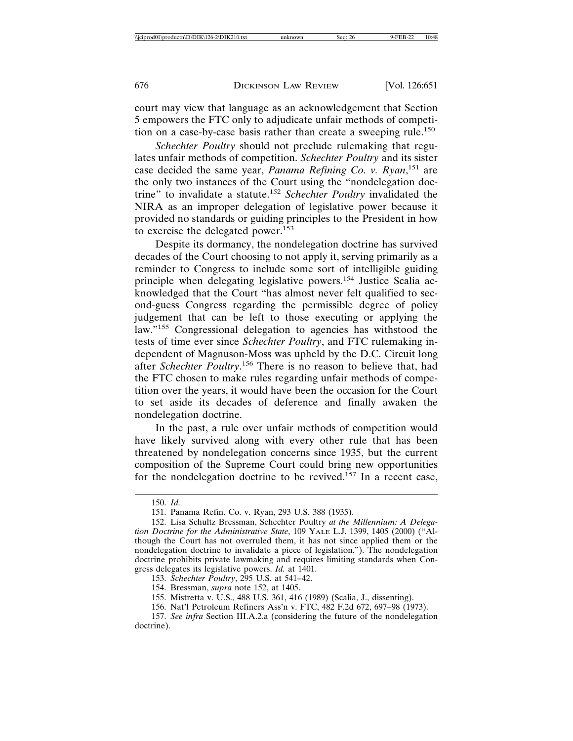court may view that language as an acknowledgement that Section 5 empowers the FTC only to adjudicate unfair methods of competition on a case-by-case basis rather than create a sweeping rule.[150]

*Schechter Poultry* should not preclude rulemaking that regulates unfair methods of competition. *Schechter Poultry* and its sister case decided the same year, *Panama Refining Co. v. Ryan*,[151] are the only two instances of the Court using the "nondelegation doctrine" to invalidate a statute.[152] *Schechter Poultry* invalidated the NIRA as an improper delegation of legislative power because it provided no standards or guiding principles to the President in how to exercise the delegated power.[153]

Despite its dormancy, the nondelegation doctrine has survived decades of the Court choosing to not apply it, serving primarily as a reminder to Congress to include some sort of intelligible guiding principle when delegating legislative powers.[154] Justice Scalia acknowledged that the Court "has almost never felt qualified to second-guess Congress regarding the permissible degree of policy judgement that can be left to those executing or applying the law."[155] Congressional delegation to agencies has withstood the tests of time ever since *Schechter Poultry*, and FTC rulemaking independent of Magnuson-Moss was upheld by the D.C. Circuit long after *Schechter Poultry*.[156] There is no reason to believe that, had the FTC chosen to make rules regarding unfair methods of competition over the years, it would have been the occasion for the Court to set aside its decades of deference and finally awaken the nondelegation doctrine.

In the past, a rule over unfair methods of competition would have likely survived along with every other rule that has been threatened by nondelegation concerns since 1935, but the current composition of the Supreme Court could bring new opportunities for the nondelegation doctrine to be revived.[157] In a recent case,

---

150. *Id.*

151. Panama Refin. Co. v. Ryan, 293 U.S. 388 (1935).

152. Lisa Schultz Bressman, Schechter Poultry *at the Millennium: A Delegation Doctrine for the Administrative State*, 109 YALE L.J. 1399, 1405 (2000) ("Although the Court has not overruled them, it has not since applied them or the nondelegation doctrine to invalidate a piece of legislation."). The nondelegation doctrine prohibits private lawmaking and requires limiting standards when Congress delegates its legislative powers. *Id.* at 1401.

153. *Schechter Poultry*, 295 U.S. at 541–42.

154. Bressman, *supra* note 152, at 1405.

155. Mistretta v. U.S., 488 U.S. 361, 416 (1989) (Scalia, J., dissenting).

156. Nat'l Petroleum Refiners Ass'n v. FTC, 482 F.2d 672, 697–98 (1973).

157. *See infra* Section III.A.2.a (considering the future of the nondelegation doctrine).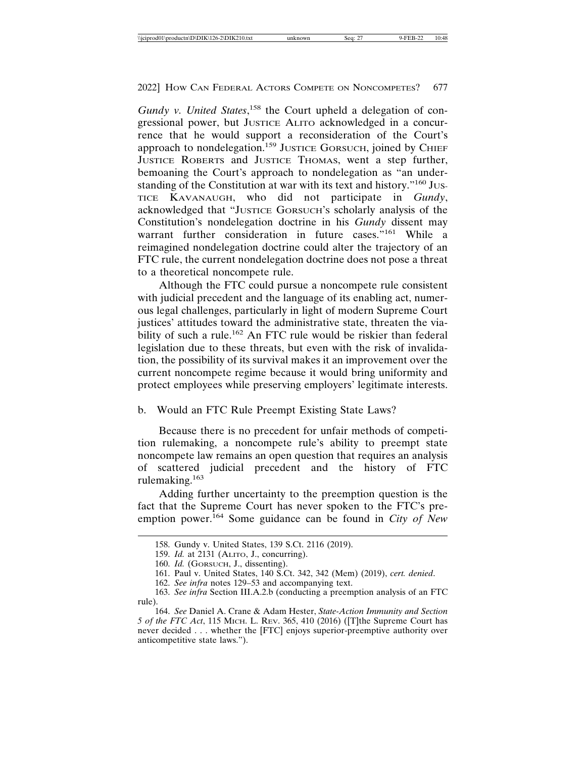*Gundy v. United States*,[158] the Court upheld a delegation of congressional power, but JUSTICE ALITO acknowledged in a concurrence that he would support a reconsideration of the Court's approach to nondelegation.[159] JUSTICE GORSUCH, joined by CHIEF JUSTICE ROBERTS and JUSTICE THOMAS, went a step further, bemoaning the Court's approach to nondelegation as "an understanding of the Constitution at war with its text and history."[160] JUSTICE KAVANAUGH, who did not participate in *Gundy*, acknowledged that "JUSTICE GORSUCH's scholarly analysis of the Constitution's nondelegation doctrine in his *Gundy* dissent may warrant further consideration in future cases."[161] While a reimagined nondelegation doctrine could alter the trajectory of an FTC rule, the current nondelegation doctrine does not pose a threat to a theoretical noncompete rule.

Although the FTC could pursue a noncompete rule consistent with judicial precedent and the language of its enabling act, numerous legal challenges, particularly in light of modern Supreme Court justices' attitudes toward the administrative state, threaten the viability of such a rule.[162] An FTC rule would be riskier than federal legislation due to these threats, but even with the risk of invalidation, the possibility of its survival makes it an improvement over the current noncompete regime because it would bring uniformity and protect employees while preserving employers' legitimate interests.

b. Would an FTC Rule Preempt Existing State Laws?

Because there is no precedent for unfair methods of competition rulemaking, a noncompete rule's ability to preempt state noncompete law remains an open question that requires an analysis of scattered judicial precedent and the history of FTC rulemaking.[163]

Adding further uncertainty to the preemption question is the fact that the Supreme Court has never spoken to the FTC's preemption power.[164] Some guidance can be found in *City of New*

---

158. Gundy v. United States, 139 S.Ct. 2116 (2019).

159. *Id.* at 2131 (ALITO, J., concurring).

160. *Id.* (GORSUCH, J., dissenting).

161. Paul v. United States, 140 S.Ct. 342, 342 (Mem) (2019), *cert. denied*.

162. *See infra* notes 129–53 and accompanying text.

163. *See infra* Section III.A.2.b (conducting a preemption analysis of an FTC rule).

164. *See* Daniel A. Crane & Adam Hester, *State-Action Immunity and Section 5 of the FTC Act*, 115 MICH. L. REV. 365, 410 (2016) ([T]the Supreme Court has never decided . . . whether the [FTC] enjoys superior-preemptive authority over anticompetitive state laws.").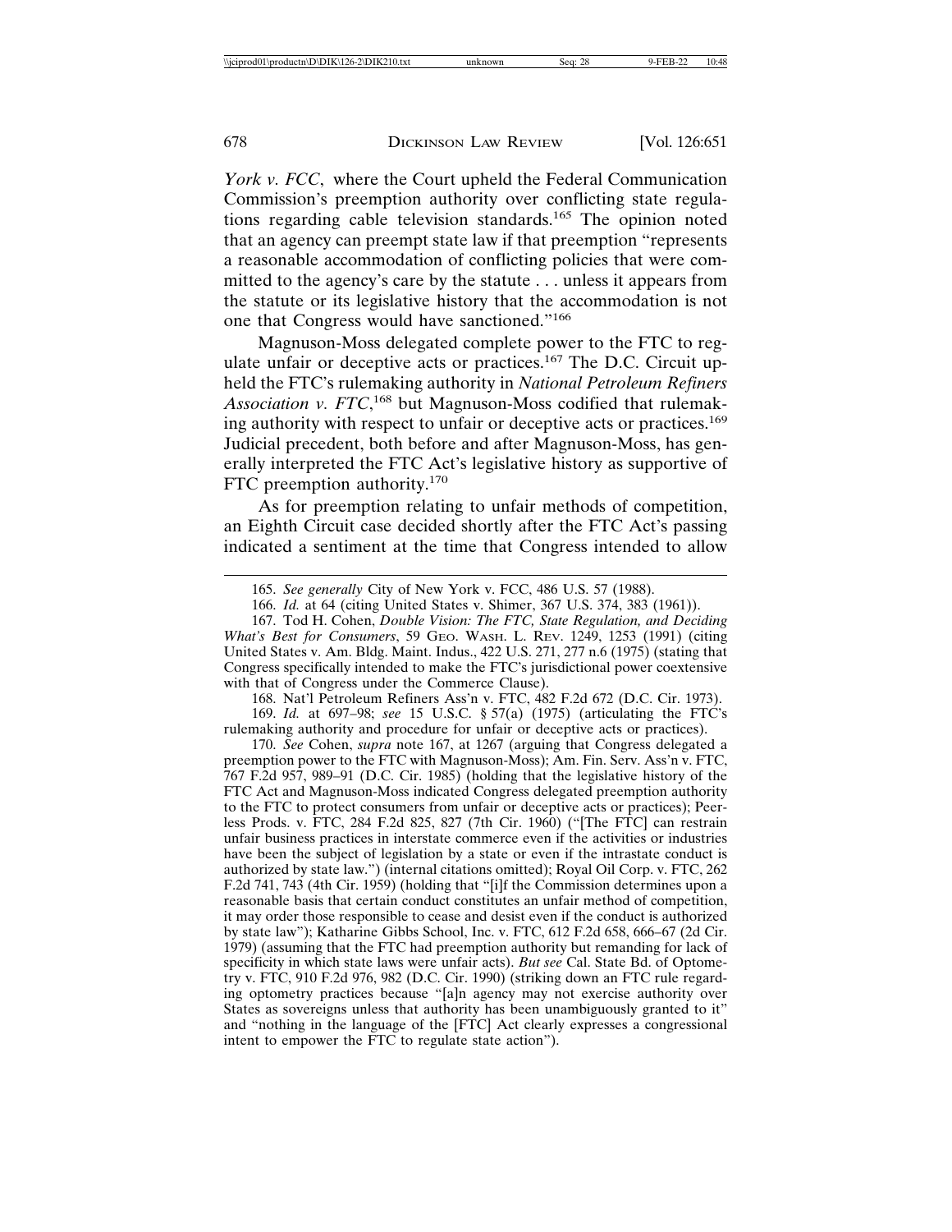*York v. FCC*, where the Court upheld the Federal Communication Commission's preemption authority over conflicting state regulations regarding cable television standards.[165] The opinion noted that an agency can preempt state law if that preemption "represents a reasonable accommodation of conflicting policies that were committed to the agency's care by the statute . . . unless it appears from the statute or its legislative history that the accommodation is not one that Congress would have sanctioned."[166]

Magnuson-Moss delegated complete power to the FTC to regulate unfair or deceptive acts or practices.[167] The D.C. Circuit upheld the FTC's rulemaking authority in *National Petroleum Refiners Association v. FTC*,[168] but Magnuson-Moss codified that rulemaking authority with respect to unfair or deceptive acts or practices.[169] Judicial precedent, both before and after Magnuson-Moss, has generally interpreted the FTC Act's legislative history as supportive of FTC preemption authority.[170]

As for preemption relating to unfair methods of competition, an Eighth Circuit case decided shortly after the FTC Act's passing indicated a sentiment at the time that Congress intended to allow

---

165. *See generally* City of New York v. FCC, 486 U.S. 57 (1988).

166. *Id.* at 64 (citing United States v. Shimer, 367 U.S. 374, 383 (1961)).

167. Tod H. Cohen, *Double Vision: The FTC, State Regulation, and Deciding What's Best for Consumers*, 59 GEO. WASH. L. REV. 1249, 1253 (1991) (citing United States v. Am. Bldg. Maint. Indus., 422 U.S. 271, 277 n.6 (1975) (stating that Congress specifically intended to make the FTC's jurisdictional power coextensive with that of Congress under the Commerce Clause).

168. Nat'l Petroleum Refiners Ass'n v. FTC, 482 F.2d 672 (D.C. Cir. 1973).

169. *Id.* at 697–98; *see* 15 U.S.C. § 57(a) (1975) (articulating the FTC's rulemaking authority and procedure for unfair or deceptive acts or practices).

170. *See* Cohen, *supra* note 167, at 1267 (arguing that Congress delegated a preemption power to the FTC with Magnuson-Moss); Am. Fin. Serv. Ass'n v. FTC, 767 F.2d 957, 989–91 (D.C. Cir. 1985) (holding that the legislative history of the FTC Act and Magnuson-Moss indicated Congress delegated preemption authority to the FTC to protect consumers from unfair or deceptive acts or practices); Peerless Prods. v. FTC, 284 F.2d 825, 827 (7th Cir. 1960) ("[The FTC] can restrain unfair business practices in interstate commerce even if the activities or industries have been the subject of legislation by a state or even if the intrastate conduct is authorized by state law.") (internal citations omitted); Royal Oil Corp. v. FTC, 262 F.2d 741, 743 (4th Cir. 1959) (holding that "[i]f the Commission determines upon a reasonable basis that certain conduct constitutes an unfair method of competition, it may order those responsible to cease and desist even if the conduct is authorized by state law"); Katharine Gibbs School, Inc. v. FTC, 612 F.2d 658, 666–67 (2d Cir. 1979) (assuming that the FTC had preemption authority but remanding for lack of specificity in which state laws were unfair acts). *But see* Cal. State Bd. of Optometry v. FTC, 910 F.2d 976, 982 (D.C. Cir. 1990) (striking down an FTC rule regarding optometry practices because "[a]n agency may not exercise authority over States as sovereigns unless that authority has been unambiguously granted to it" and "nothing in the language of the [FTC] Act clearly expresses a congressional intent to empower the FTC to regulate state action").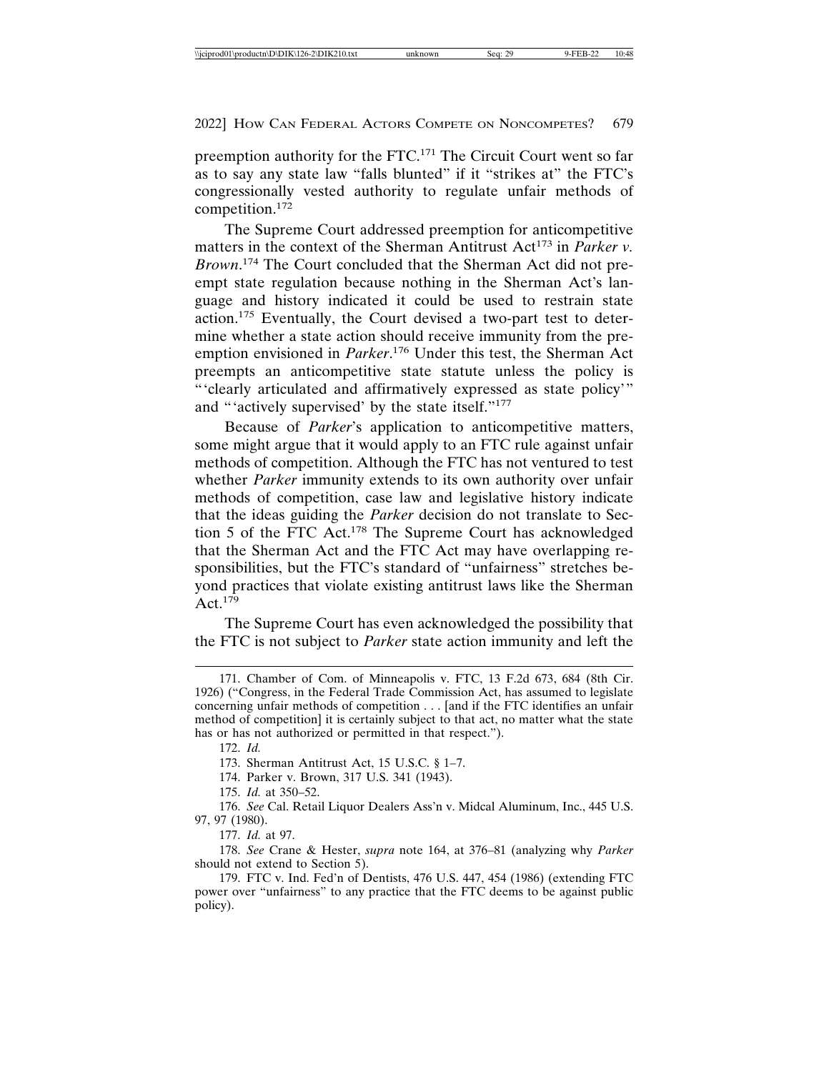preemption authority for the FTC.[171] The Circuit Court went so far as to say any state law "falls blunted" if it "strikes at" the FTC's congressionally vested authority to regulate unfair methods of competition.[172]

The Supreme Court addressed preemption for anticompetitive matters in the context of the Sherman Antitrust Act[173] in *Parker v. Brown*.[174] The Court concluded that the Sherman Act did not preempt state regulation because nothing in the Sherman Act's language and history indicated it could be used to restrain state action.[175] Eventually, the Court devised a two-part test to determine whether a state action should receive immunity from the preemption envisioned in *Parker*.[176] Under this test, the Sherman Act preempts an anticompetitive state statute unless the policy is "'clearly articulated and affirmatively expressed as state policy'" and "'actively supervised' by the state itself."[177]

Because of *Parker*'s application to anticompetitive matters, some might argue that it would apply to an FTC rule against unfair methods of competition. Although the FTC has not ventured to test whether *Parker* immunity extends to its own authority over unfair methods of competition, case law and legislative history indicate that the ideas guiding the *Parker* decision do not translate to Section 5 of the FTC Act.[178] The Supreme Court has acknowledged that the Sherman Act and the FTC Act may have overlapping responsibilities, but the FTC's standard of "unfairness" stretches beyond practices that violate existing antitrust laws like the Sherman Act.[179]

The Supreme Court has even acknowledged the possibility that the FTC is not subject to *Parker* state action immunity and left the

---

171. Chamber of Com. of Minneapolis v. FTC, 13 F.2d 673, 684 (8th Cir. 1926) ("Congress, in the Federal Trade Commission Act, has assumed to legislate concerning unfair methods of competition . . . [and if the FTC identifies an unfair method of competition] it is certainly subject to that act, no matter what the state has or has not authorized or permitted in that respect.").

172. *Id.*

173. Sherman Antitrust Act, 15 U.S.C. § 1–7.

174. Parker v. Brown, 317 U.S. 341 (1943).

175. *Id.* at 350–52.

176. *See* Cal. Retail Liquor Dealers Ass'n v. Midcal Aluminum, Inc., 445 U.S. 97, 97 (1980).

177. *Id.* at 97.

178. *See* Crane & Hester, *supra* note 164, at 376–81 (analyzing why *Parker* should not extend to Section 5).

179. FTC v. Ind. Fed'n of Dentists, 476 U.S. 447, 454 (1986) (extending FTC power over "unfairness" to any practice that the FTC deems to be against public policy).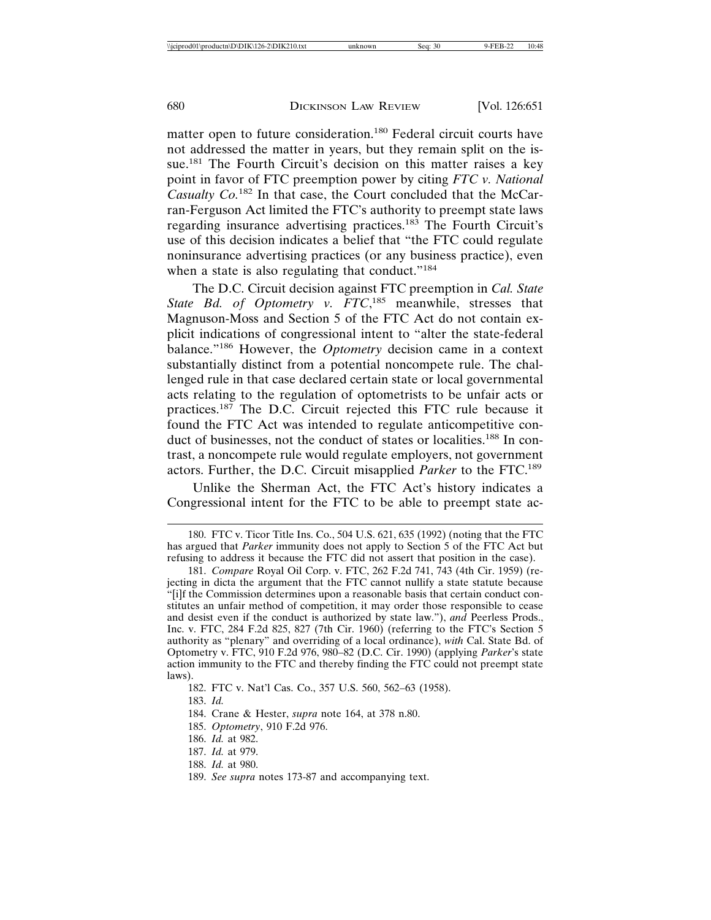matter open to future consideration.[180] Federal circuit courts have not addressed the matter in years, but they remain split on the issue.[181] The Fourth Circuit's decision on this matter raises a key point in favor of FTC preemption power by citing *FTC v. National Casualty Co.*[182] In that case, the Court concluded that the McCarran-Ferguson Act limited the FTC's authority to preempt state laws regarding insurance advertising practices.[183] The Fourth Circuit's use of this decision indicates a belief that "the FTC could regulate noninsurance advertising practices (or any business practice), even when a state is also regulating that conduct."[184]

The D.C. Circuit decision against FTC preemption in *Cal. State State Bd. of Optometry v. FTC*,[185] meanwhile, stresses that Magnuson-Moss and Section 5 of the FTC Act do not contain explicit indications of congressional intent to "alter the state-federal balance."[186] However, the *Optometry* decision came in a context substantially distinct from a potential noncompete rule. The challenged rule in that case declared certain state or local governmental acts relating to the regulation of optometrists to be unfair acts or practices.[187] The D.C. Circuit rejected this FTC rule because it found the FTC Act was intended to regulate anticompetitive conduct of businesses, not the conduct of states or localities.[188] In contrast, a noncompete rule would regulate employers, not government actors. Further, the D.C. Circuit misapplied *Parker* to the FTC.[189]

Unlike the Sherman Act, the FTC Act's history indicates a Congressional intent for the FTC to be able to preempt state ac-

---

180. FTC v. Ticor Title Ins. Co., 504 U.S. 621, 635 (1992) (noting that the FTC has argued that *Parker* immunity does not apply to Section 5 of the FTC Act but refusing to address it because the FTC did not assert that position in the case).

181. *Compare* Royal Oil Corp. v. FTC, 262 F.2d 741, 743 (4th Cir. 1959) (rejecting in dicta the argument that the FTC cannot nullify a state statute because "[i]f the Commission determines upon a reasonable basis that certain conduct constitutes an unfair method of competition, it may order those responsible to cease and desist even if the conduct is authorized by state law."), *and* Peerless Prods., Inc. v. FTC, 284 F.2d 825, 827 (7th Cir. 1960) (referring to the FTC's Section 5 authority as "plenary" and overriding of a local ordinance), *with* Cal. State Bd. of Optometry v. FTC, 910 F.2d 976, 980–82 (D.C. Cir. 1990) (applying *Parker*'s state action immunity to the FTC and thereby finding the FTC could not preempt state laws).

182. FTC v. Nat'l Cas. Co., 357 U.S. 560, 562–63 (1958).

183. *Id.*

184. Crane & Hester, *supra* note 164, at 378 n.80.

185. *Optometry*, 910 F.2d 976.

186. *Id.* at 982.

187. *Id.* at 979.

188. *Id.* at 980.

189. *See supra* notes 173-87 and accompanying text.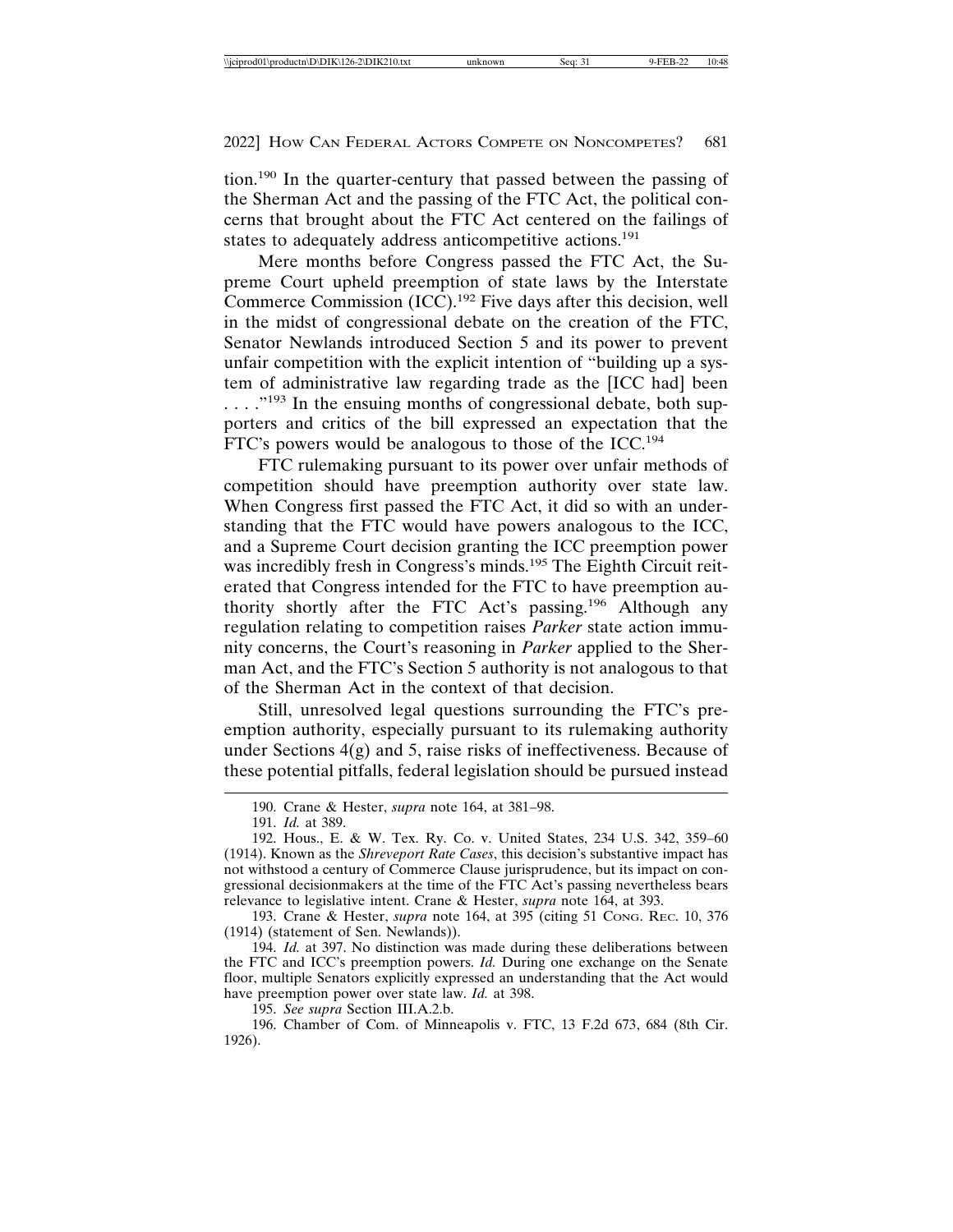tion.[190] In the quarter-century that passed between the passing of the Sherman Act and the passing of the FTC Act, the political concerns that brought about the FTC Act centered on the failings of states to adequately address anticompetitive actions.[191]

Mere months before Congress passed the FTC Act, the Supreme Court upheld preemption of state laws by the Interstate Commerce Commission (ICC).[192] Five days after this decision, well in the midst of congressional debate on the creation of the FTC, Senator Newlands introduced Section 5 and its power to prevent unfair competition with the explicit intention of "building up a system of administrative law regarding trade as the [ICC had] been . . . ."[193] In the ensuing months of congressional debate, both supporters and critics of the bill expressed an expectation that the FTC's powers would be analogous to those of the ICC.[194]

FTC rulemaking pursuant to its power over unfair methods of competition should have preemption authority over state law. When Congress first passed the FTC Act, it did so with an understanding that the FTC would have powers analogous to the ICC, and a Supreme Court decision granting the ICC preemption power was incredibly fresh in Congress's minds.[195] The Eighth Circuit reiterated that Congress intended for the FTC to have preemption authority shortly after the FTC Act's passing.[196] Although any regulation relating to competition raises *Parker* state action immunity concerns, the Court's reasoning in *Parker* applied to the Sherman Act, and the FTC's Section 5 authority is not analogous to that of the Sherman Act in the context of that decision.

Still, unresolved legal questions surrounding the FTC's preemption authority, especially pursuant to its rulemaking authority under Sections 4(g) and 5, raise risks of ineffectiveness. Because of these potential pitfalls, federal legislation should be pursued instead

---

190. Crane & Hester, *supra* note 164, at 381–98.

191. *Id.* at 389.

192. Hous., E. & W. Tex. Ry. Co. v. United States, 234 U.S. 342, 359–60 (1914). Known as the *Shreveport Rate Cases*, this decision's substantive impact has not withstood a century of Commerce Clause jurisprudence, but its impact on congressional decisionmakers at the time of the FTC Act's passing nevertheless bears relevance to legislative intent. Crane & Hester, *supra* note 164, at 393.

193. Crane & Hester, *supra* note 164, at 395 (citing 51 CONG. REC. 10, 376 (1914) (statement of Sen. Newlands)).

194. *Id.* at 397. No distinction was made during these deliberations between the FTC and ICC's preemption powers. *Id.* During one exchange on the Senate floor, multiple Senators explicitly expressed an understanding that the Act would have preemption power over state law. *Id.* at 398.

195. *See supra* Section III.A.2.b.

196. Chamber of Com. of Minneapolis v. FTC, 13 F.2d 673, 684 (8th Cir. 1926).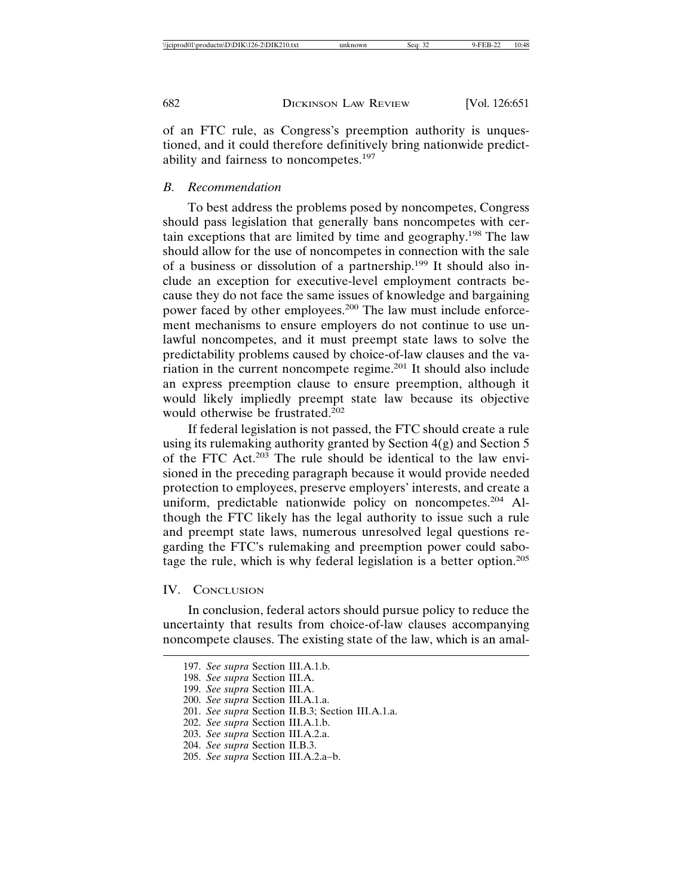of an FTC rule, as Congress's preemption authority is unquestioned, and it could therefore definitively bring nationwide predictability and fairness to noncompetes.[197]

### B. Recommendation

To best address the problems posed by noncompetes, Congress should pass legislation that generally bans noncompetes with certain exceptions that are limited by time and geography.[198] The law should allow for the use of noncompetes in connection with the sale of a business or dissolution of a partnership.[199] It should also include an exception for executive-level employment contracts because they do not face the same issues of knowledge and bargaining power faced by other employees.[200] The law must include enforcement mechanisms to ensure employers do not continue to use unlawful noncompetes, and it must preempt state laws to solve the predictability problems caused by choice-of-law clauses and the variation in the current noncompete regime.[201] It should also include an express preemption clause to ensure preemption, although it would likely impliedly preempt state law because its objective would otherwise be frustrated.[202]

If federal legislation is not passed, the FTC should create a rule using its rulemaking authority granted by Section 4(g) and Section 5 of the FTC Act.[203] The rule should be identical to the law envisioned in the preceding paragraph because it would provide needed protection to employees, preserve employers' interests, and create a uniform, predictable nationwide policy on noncompetes.[204] Although the FTC likely has the legal authority to issue such a rule and preempt state laws, numerous unresolved legal questions regarding the FTC's rulemaking and preemption power could sabotage the rule, which is why federal legislation is a better option.[205]

## IV. Conclusion

In conclusion, federal actors should pursue policy to reduce the uncertainty that results from choice-of-law clauses accompanying noncompete clauses. The existing state of the law, which is an amal-

197. *See supra* Section III.A.1.b.
198. *See supra* Section III.A.
199. *See supra* Section III.A.
200. *See supra* Section III.A.1.a.
201. *See supra* Section II.B.3; Section III.A.1.a.
202. *See supra* Section III.A.1.b.
203. *See supra* Section III.A.2.a.
204. *See supra* Section II.B.3.
205. *See supra* Section III.A.2.a–b.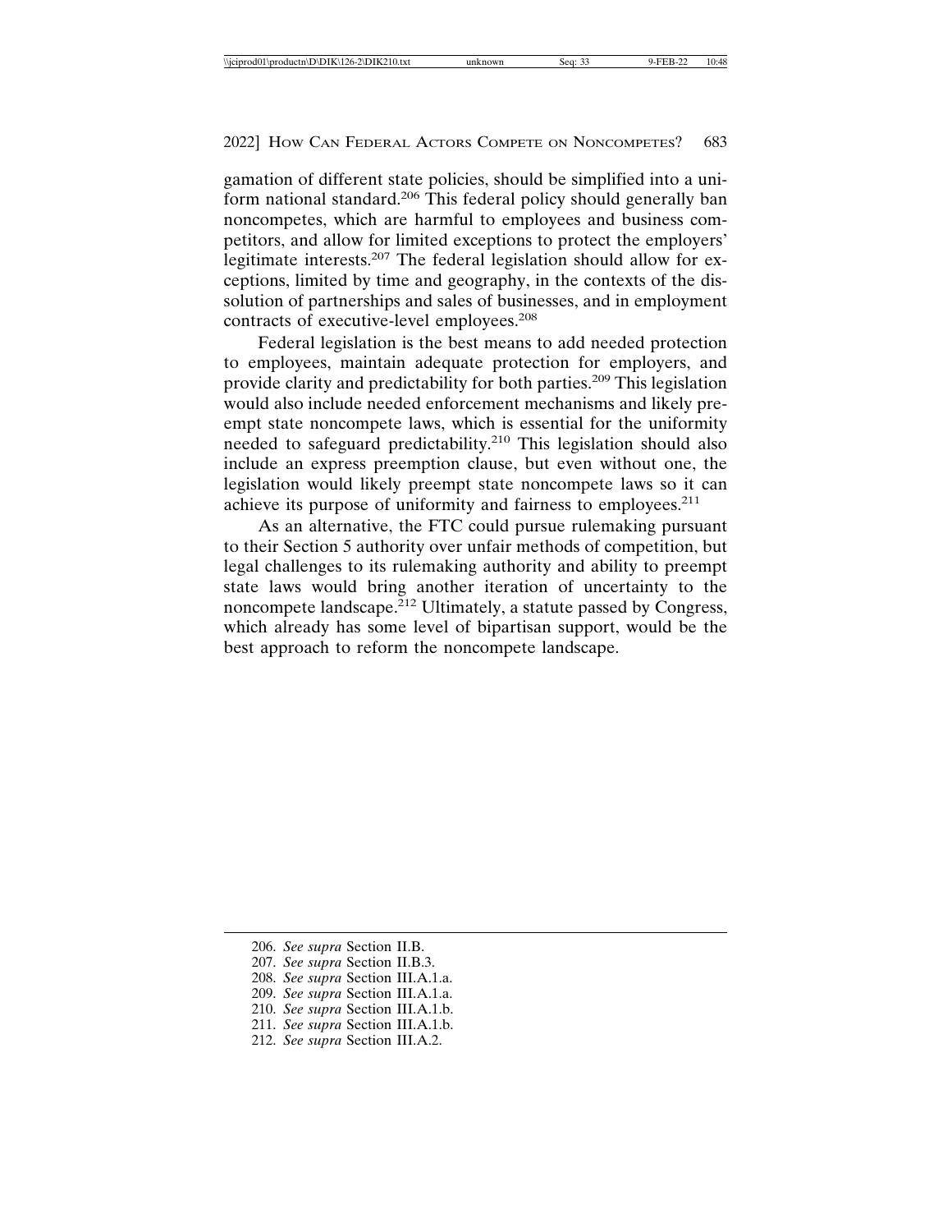gamation of different state policies, should be simplified into a uniform national standard.[206] This federal policy should generally ban noncompetes, which are harmful to employees and business competitors, and allow for limited exceptions to protect the employers' legitimate interests.[207] The federal legislation should allow for exceptions, limited by time and geography, in the contexts of the dissolution of partnerships and sales of businesses, and in employment contracts of executive-level employees.[208]

Federal legislation is the best means to add needed protection to employees, maintain adequate protection for employers, and provide clarity and predictability for both parties.[209] This legislation would also include needed enforcement mechanisms and likely preempt state noncompete laws, which is essential for the uniformity needed to safeguard predictability.[210] This legislation should also include an express preemption clause, but even without one, the legislation would likely preempt state noncompete laws so it can achieve its purpose of uniformity and fairness to employees.[211]

As an alternative, the FTC could pursue rulemaking pursuant to their Section 5 authority over unfair methods of competition, but legal challenges to its rulemaking authority and ability to preempt state laws would bring another iteration of uncertainty to the noncompete landscape.[212] Ultimately, a statute passed by Congress, which already has some level of bipartisan support, would be the best approach to reform the noncompete landscape.

---

206. *See supra* Section II.B.
207. *See supra* Section II.B.3.
208. *See supra* Section III.A.1.a.
209. *See supra* Section III.A.1.a.
210. *See supra* Section III.A.1.b.
211. *See supra* Section III.A.1.b.
212. *See supra* Section III.A.2.